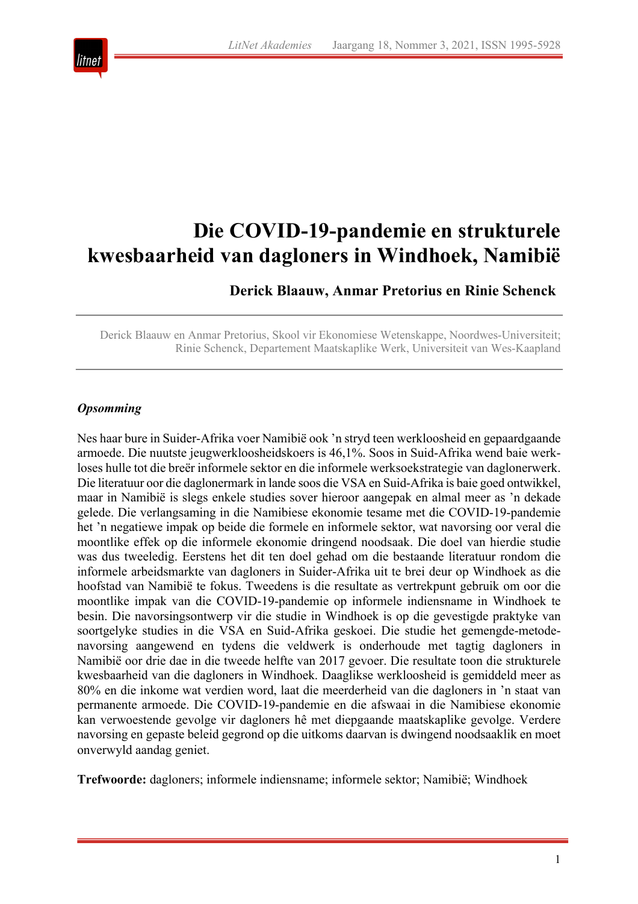# Die COVID-19-pandemie en strukturele kwesbaarheid van dagloners in Windhoek, Namibië

**Derick Blaauw, Anmar Pretorius en Rinie Schenck**

Derick Blaauw en Anmar Pretorius, Skool vir Ekonomiese Wetenskappe, Noordwes-Universiteit; Rinie Schenck, Departement Maatskaplike Werk, Universiteit van Wes-Kaapland

## *Opsomming*

Nes haar bure in Suider-Afrika voer Namibië ook ’n stryd teen werkloosheid en gepaardgaande armoede. Die nuutste jeugwerkloosheidskoers is 46,1%. Soos in Suid-Afrika wend baie werkloses hulle tot die breër informele sektor en die informele werksoekstrategie van daglonerwerk. Die literatuur oor die daglonermark in lande soos die VSA en Suid-Afrika is baie goed ontwikkel, maar in Namibië is slegs enkele studies sover hieroor aangepak en almal meer as ’n dekade gelede. Die verlangsaming in die Namibiese ekonomie tesame met die COVID-19-pandemie het ’n negatiewe impak op beide die formele en informele sektor, wat navorsing oor veral die moontlike effek op die informele ekonomie dringend noodsaak. Die doel van hierdie studie was dus tweeledig. Eerstens het dit ten doel gehad om die bestaande literatuur rondom die informele arbeidsmarkte van dagloners in Suider-Afrika uit te brei deur op Windhoek as die hoofstad van Namibië te fokus. Tweedens is die resultate as vertrekpunt gebruik om oor die moontlike impak van die COVID-19-pandemie op informele indiensname in Windhoek te besin. Die navorsingsontwerp vir die studie in Windhoek is op die gevestigde praktyke van soortgelyke studies in die VSA en Suid-Afrika geskoei. Die studie het gemengde-metode-navorsing aangewend en tydens die veldwerk is onderhoude met tagtig dagloners in Namibië oor drie dae in die tweede helfte van 2017 gevoer. Die resultate toon die strukturele kwesbaarheid van die dagloners in Windhoek. Daaglikse werkloosheid is gemiddeld meer as 80% en die inkome wat verdien word, laat die meerderheid van die dagloners in ’n staat van permanente armoede. Die COVID-19-pandemie en die afswaai in die Namibiese ekonomie kan verwoestende gevolge vir dagloners hê met diepgaande maatskaplike gevolge. Verdere navorsing en gepaste beleid gegrond op die uitkoms daarvan is dwingend noodsaaklik en moet onverwyld aandag geniet.

**Trefwoorde:** dagloners; informele indiensname; informele sektor; Namibië; Windhoek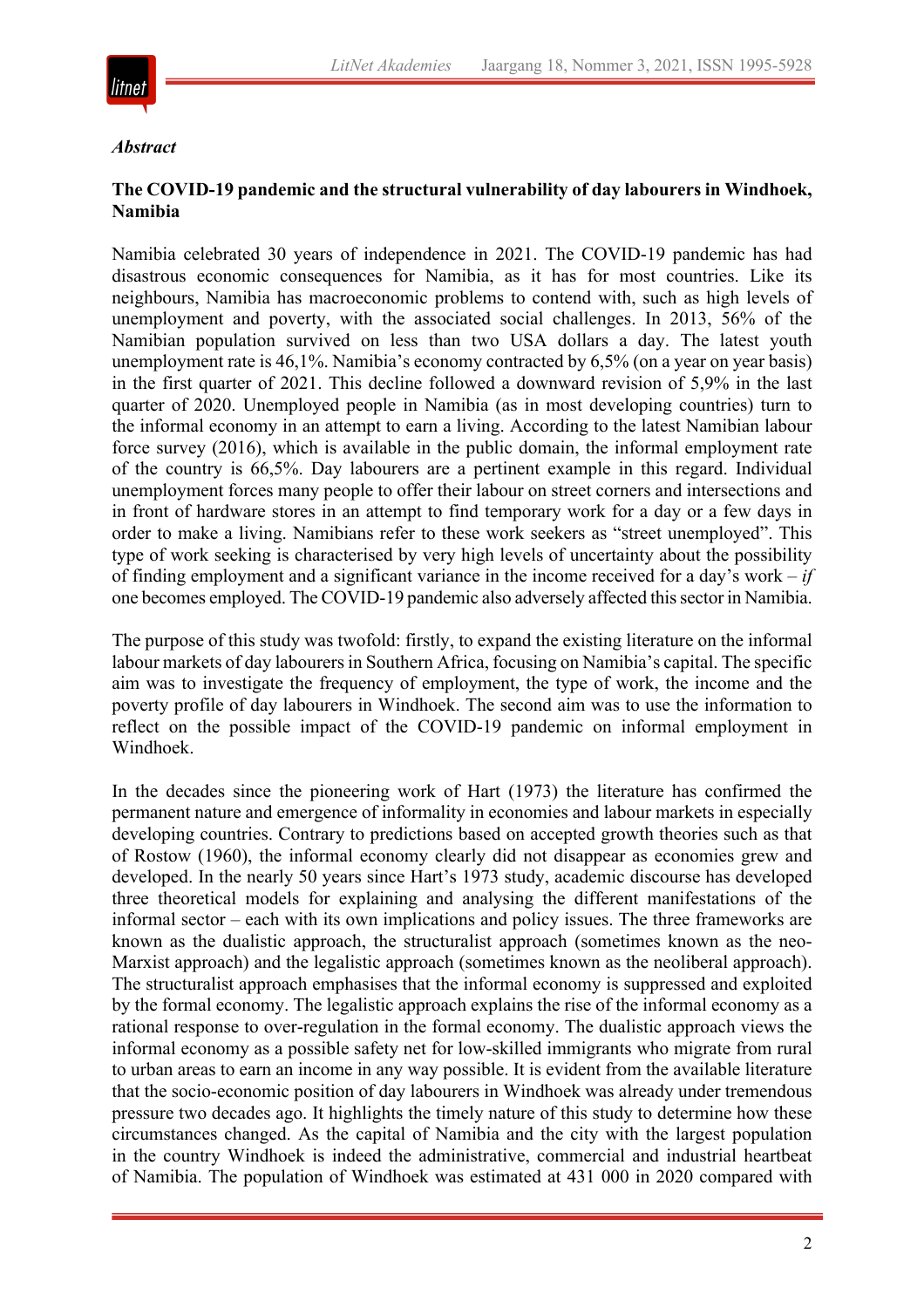*Abstract*

**The COVID-19 pandemic and the structural vulnerability of day labourers in Windhoek, Namibia**

Namibia celebrated 30 years of independence in 2021. The COVID-19 pandemic has had disastrous economic consequences for Namibia, as it has for most countries. Like its neighbours, Namibia has macroeconomic problems to contend with, such as high levels of unemployment and poverty, with the associated social challenges. In 2013, 56% of the Namibian population survived on less than two USA dollars a day. The latest youth unemployment rate is 46,1%. Namibia's economy contracted by 6,5% (on a year on year basis) in the first quarter of 2021. This decline followed a downward revision of 5,9% in the last quarter of 2020. Unemployed people in Namibia (as in most developing countries) turn to the informal economy in an attempt to earn a living. According to the latest Namibian labour force survey (2016), which is available in the public domain, the informal employment rate of the country is 66,5%. Day labourers are a pertinent example in this regard. Individual unemployment forces many people to offer their labour on street corners and intersections and in front of hardware stores in an attempt to find temporary work for a day or a few days in order to make a living. Namibians refer to these work seekers as "street unemployed". This type of work seeking is characterised by very high levels of uncertainty about the possibility of finding employment and a significant variance in the income received for a day's work – *if* one becomes employed. The COVID-19 pandemic also adversely affected this sector in Namibia.

The purpose of this study was twofold: firstly, to expand the existing literature on the informal labour markets of day labourers in Southern Africa, focusing on Namibia's capital. The specific aim was to investigate the frequency of employment, the type of work, the income and the poverty profile of day labourers in Windhoek. The second aim was to use the information to reflect on the possible impact of the COVID-19 pandemic on informal employment in Windhoek.

In the decades since the pioneering work of Hart (1973) the literature has confirmed the permanent nature and emergence of informality in economies and labour markets in especially developing countries. Contrary to predictions based on accepted growth theories such as that of Rostow (1960), the informal economy clearly did not disappear as economies grew and developed. In the nearly 50 years since Hart's 1973 study, academic discourse has developed three theoretical models for explaining and analysing the different manifestations of the informal sector – each with its own implications and policy issues. The three frameworks are known as the dualistic approach, the structuralist approach (sometimes known as the neo-Marxist approach) and the legalistic approach (sometimes known as the neoliberal approach). The structuralist approach emphasises that the informal economy is suppressed and exploited by the formal economy. The legalistic approach explains the rise of the informal economy as a rational response to over-regulation in the formal economy. The dualistic approach views the informal economy as a possible safety net for low-skilled immigrants who migrate from rural to urban areas to earn an income in any way possible. It is evident from the available literature that the socio-economic position of day labourers in Windhoek was already under tremendous pressure two decades ago. It highlights the timely nature of this study to determine how these circumstances changed. As the capital of Namibia and the city with the largest population in the country Windhoek is indeed the administrative, commercial and industrial heartbeat of Namibia. The population of Windhoek was estimated at 431 000 in 2020 compared with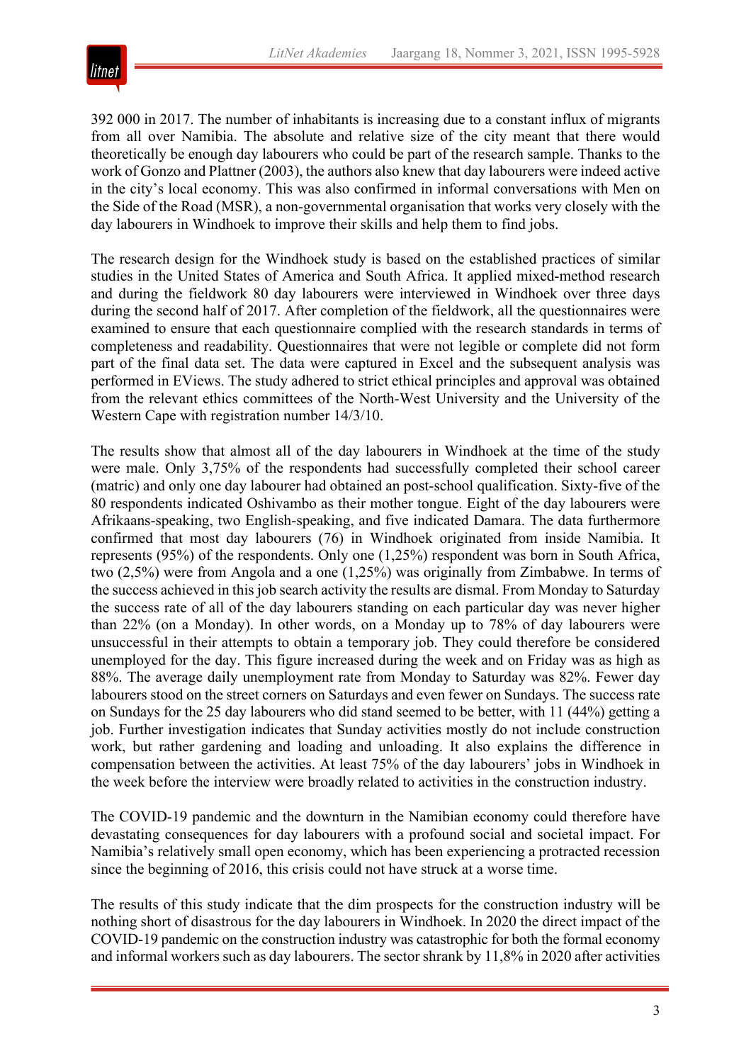392 000 in 2017. The number of inhabitants is increasing due to a constant influx of migrants from all over Namibia. The absolute and relative size of the city meant that there would theoretically be enough day labourers who could be part of the research sample. Thanks to the work of Gonzo and Plattner (2003), the authors also knew that day labourers were indeed active in the city's local economy. This was also confirmed in informal conversations with Men on the Side of the Road (MSR), a non-governmental organisation that works very closely with the day labourers in Windhoek to improve their skills and help them to find jobs.

The research design for the Windhoek study is based on the established practices of similar studies in the United States of America and South Africa. It applied mixed-method research and during the fieldwork 80 day labourers were interviewed in Windhoek over three days during the second half of 2017. After completion of the fieldwork, all the questionnaires were examined to ensure that each questionnaire complied with the research standards in terms of completeness and readability. Questionnaires that were not legible or complete did not form part of the final data set. The data were captured in Excel and the subsequent analysis was performed in EViews. The study adhered to strict ethical principles and approval was obtained from the relevant ethics committees of the North-West University and the University of the Western Cape with registration number 14/3/10.

The results show that almost all of the day labourers in Windhoek at the time of the study were male. Only 3,75% of the respondents had successfully completed their school career (matric) and only one day labourer had obtained an post-school qualification. Sixty-five of the 80 respondents indicated Oshivambo as their mother tongue. Eight of the day labourers were Afrikaans-speaking, two English-speaking, and five indicated Damara. The data furthermore confirmed that most day labourers (76) in Windhoek originated from inside Namibia. It represents (95%) of the respondents. Only one (1,25%) respondent was born in South Africa, two (2,5%) were from Angola and a one (1,25%) was originally from Zimbabwe. In terms of the success achieved in this job search activity the results are dismal. From Monday to Saturday the success rate of all of the day labourers standing on each particular day was never higher than 22% (on a Monday). In other words, on a Monday up to 78% of day labourers were unsuccessful in their attempts to obtain a temporary job. They could therefore be considered unemployed for the day. This figure increased during the week and on Friday was as high as 88%. The average daily unemployment rate from Monday to Saturday was 82%. Fewer day labourers stood on the street corners on Saturdays and even fewer on Sundays. The success rate on Sundays for the 25 day labourers who did stand seemed to be better, with 11 (44%) getting a job. Further investigation indicates that Sunday activities mostly do not include construction work, but rather gardening and loading and unloading. It also explains the difference in compensation between the activities. At least 75% of the day labourers' jobs in Windhoek in the week before the interview were broadly related to activities in the construction industry.

The COVID-19 pandemic and the downturn in the Namibian economy could therefore have devastating consequences for day labourers with a profound social and societal impact. For Namibia's relatively small open economy, which has been experiencing a protracted recession since the beginning of 2016, this crisis could not have struck at a worse time.

The results of this study indicate that the dim prospects for the construction industry will be nothing short of disastrous for the day labourers in Windhoek. In 2020 the direct impact of the COVID-19 pandemic on the construction industry was catastrophic for both the formal economy and informal workers such as day labourers. The sector shrank by 11,8% in 2020 after activities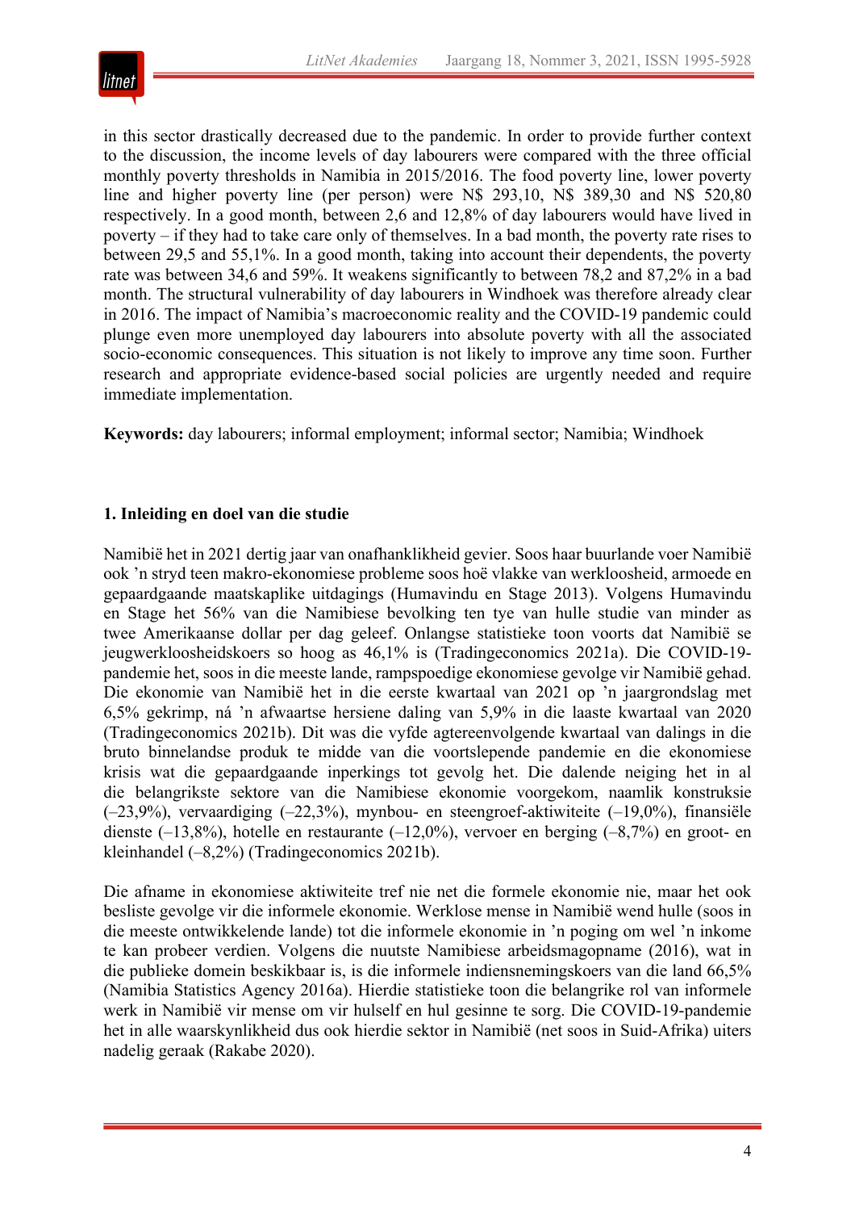in this sector drastically decreased due to the pandemic. In order to provide further context to the discussion, the income levels of day labourers were compared with the three official monthly poverty thresholds in Namibia in 2015/2016. The food poverty line, lower poverty line and higher poverty line (per person) were N$ 293,10, N$ 389,30 and N$ 520,80 respectively. In a good month, between 2,6 and 12,8% of day labourers would have lived in poverty – if they had to take care only of themselves. In a bad month, the poverty rate rises to between 29,5 and 55,1%. In a good month, taking into account their dependents, the poverty rate was between 34,6 and 59%. It weakens significantly to between 78,2 and 87,2% in a bad month. The structural vulnerability of day labourers in Windhoek was therefore already clear in 2016. The impact of Namibia's macroeconomic reality and the COVID-19 pandemic could plunge even more unemployed day labourers into absolute poverty with all the associated socio-economic consequences. This situation is not likely to improve any time soon. Further research and appropriate evidence-based social policies are urgently needed and require immediate implementation.

**Keywords:** day labourers; informal employment; informal sector; Namibia; Windhoek

## 1. Inleiding en doel van die studie

Namibië het in 2021 dertig jaar van onafhanklikheid gevier. Soos haar buurlande voer Namibië ook 'n stryd teen makro-ekonomiese probleme soos hoë vlakke van werkloosheid, armoede en gepaardgaande maatskaplike uitdagings (Humavindu en Stage 2013). Volgens Humavindu en Stage het 56% van die Namibiese bevolking ten tye van hulle studie van minder as twee Amerikaanse dollar per dag geleef. Onlangse statistieke toon voorts dat Namibië se jeugwerkloosheidskoers so hoog as 46,1% is (Tradingeconomics 2021a). Die COVID-19-pandemie het, soos in die meeste lande, rampspoedige ekonomiese gevolge vir Namibië gehad. Die ekonomie van Namibië het in die eerste kwartaal van 2021 op 'n jaargrondslag met 6,5% gekrimp, ná 'n afwaartse hersiene daling van 5,9% in die laaste kwartaal van 2020 (Tradingeconomics 2021b). Dit was die vyfde agtereenvolgende kwartaal van dalings in die bruto binnelandse produk te midde van die voortslepende pandemie en die ekonomiese krisis wat die gepaardgaande inperkings tot gevolg het. Die dalende neiging het in al die belangrikste sektore van die Namibiese ekonomie voorgekom, naamlik konstruksie (–23,9%), vervaardiging (–22,3%), mynbou- en steengroef-aktiwiteite (–19,0%), finansiële dienste (–13,8%), hotelle en restaurante (–12,0%), vervoer en berging (–8,7%) en groot- en kleinhandel (–8,2%) (Tradingeconomics 2021b).

Die afname in ekonomiese aktiwiteite tref nie net die formele ekonomie nie, maar het ook besliste gevolge vir die informele ekonomie. Werklose mense in Namibië wend hulle (soos in die meeste ontwikkelende lande) tot die informele ekonomie in 'n poging om wel 'n inkome te kan probeer verdien. Volgens die nuutste Namibiese arbeidsmagopname (2016), wat in die publieke domein beskikbaar is, is die informele indiensnemingskoers van die land 66,5% (Namibia Statistics Agency 2016a). Hierdie statistieke toon die belangrike rol van informele werk in Namibië vir mense om vir hulself en hul gesinne te sorg. Die COVID-19-pandemie het in alle waarskynlikheid dus ook hierdie sektor in Namibië (net soos in Suid-Afrika) uiters nadelig geraak (Rakabe 2020).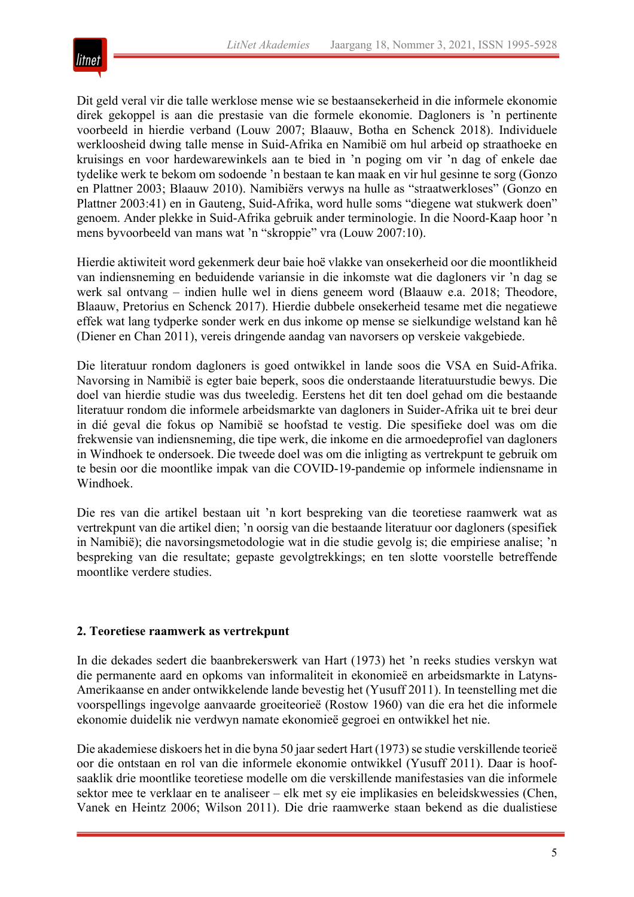Dit geld veral vir die talle werklose mense wie se bestaansekerheid in die informele ekonomie direk gekoppel is aan die prestasie van die formele ekonomie. Dagloners is 'n pertinente voorbeeld in hierdie verband (Louw 2007; Blaauw, Botha en Schenck 2018). Individuele werkloosheid dwing talle mense in Suid-Afrika en Namibië om hul arbeid op straathoeke en kruisings en voor hardewarewinkels aan te bied in 'n poging om vir 'n dag of enkele dae tydelike werk te bekom om sodoende 'n bestaan te kan maak en vir hul gesinne te sorg (Gonzo en Plattner 2003; Blaauw 2010). Namibiërs verwys na hulle as "straatwerkloses" (Gonzo en Plattner 2003:41) en in Gauteng, Suid-Afrika, word hulle soms "diegene wat stukwerk doen" genoem. Ander plekke in Suid-Afrika gebruik ander terminologie. In die Noord-Kaap hoor 'n mens byvoorbeeld van mans wat 'n "skroppie" vra (Louw 2007:10).

Hierdie aktiwiteit word gekenmerk deur baie hoë vlakke van onsekerheid oor die moontlikheid van indiensneming en beduidende variansie in die inkomste wat die dagloners vir 'n dag se werk sal ontvang – indien hulle wel in diens geneem word (Blaauw e.a. 2018; Theodore, Blaauw, Pretorius en Schenck 2017). Hierdie dubbele onsekerheid tesame met die negatiewe effek wat lang tydperke sonder werk en dus inkome op mense se sielkundige welstand kan hê (Diener en Chan 2011), vereis dringende aandag van navorsers op verskeie vakgebiede.

Die literatuur rondom dagloners is goed ontwikkel in lande soos die VSA en Suid-Afrika. Navorsing in Namibië is egter baie beperk, soos die onderstaande literatuurstudie bewys. Die doel van hierdie studie was dus tweeledig. Eerstens het dit ten doel gehad om die bestaande literatuur rondom die informele arbeidsmarkte van dagloners in Suider-Afrika uit te brei deur in dié geval die fokus op Namibië se hoofstad te vestig. Die spesifieke doel was om die frekwensie van indiensneming, die tipe werk, die inkome en die armoedeprofiel van dagloners in Windhoek te ondersoek. Die tweede doel was om die inligting as vertrekpunt te gebruik om te besin oor die moontlike impak van die COVID-19-pandemie op informele indiensname in Windhoek.

Die res van die artikel bestaan uit 'n kort bespreking van die teoretiese raamwerk wat as vertrekpunt van die artikel dien; 'n oorsig van die bestaande literatuur oor dagloners (spesifiek in Namibië); die navorsingsmetodologie wat in die studie gevolg is; die empiriese analise; 'n bespreking van die resultate; gepaste gevolgtrekkings; en ten slotte voorstelle betreffende moontlike verdere studies.

## 2. Teoretiese raamwerk as vertrekpunt

In die dekades sedert die baanbrekerswerk van Hart (1973) het 'n reeks studies verskyn wat die permanente aard en opkoms van informaliteit in ekonomieë en arbeidsmarkte in Latyns-Amerikaanse en ander ontwikkelende lande bevestig het (Yusuff 2011). In teenstelling met die voorspellings ingevolge aanvaarde groeiteorieë (Rostow 1960) van die era het die informele ekonomie duidelik nie verdwyn namate ekonomieë gegroei en ontwikkel het nie.

Die akademiese diskoers het in die byna 50 jaar sedert Hart (1973) se studie verskillende teorieë oor die ontstaan en rol van die informele ekonomie ontwikkel (Yusuff 2011). Daar is hoofsaaklik drie moontlike teoretiese modelle om die verskillende manifestasies van die informele sektor mee te verklaar en te analiseer – elk met sy eie implikasies en beleidskwessies (Chen, Vanek en Heintz 2006; Wilson 2011). Die drie raamwerke staan bekend as die dualistiese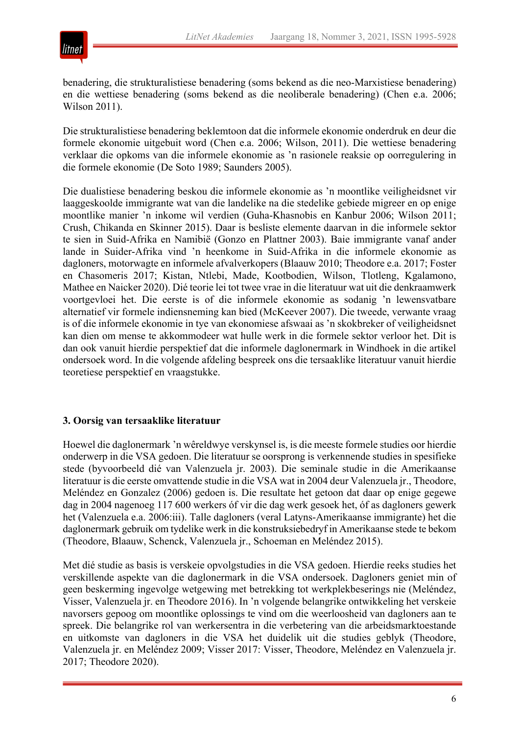benadering, die strukturalistiese benadering (soms bekend as die neo-Marxistiese benadering) en die wettiese benadering (soms bekend as die neoliberale benadering) (Chen e.a. 2006; Wilson 2011).

Die strukturalistiese benadering beklemtoon dat die informele ekonomie onderdruk en deur die formele ekonomie uitgebuit word (Chen e.a. 2006; Wilson, 2011). Die wettiese benadering verklaar die opkoms van die informele ekonomie as ’n rasionele reaksie op oorregulering in die formele ekonomie (De Soto 1989; Saunders 2005).

Die dualistiese benadering beskou die informele ekonomie as ’n moontlike veiligheidsnet vir laaggeskoolde immigrante wat van die landelike na die stedelike gebiede migreer en op enige moontlike manier ’n inkome wil verdien (Guha-Khasnobis en Kanbur 2006; Wilson 2011; Crush, Chikanda en Skinner 2015). Daar is besliste elemente daarvan in die informele sektor te sien in Suid-Afrika en Namibië (Gonzo en Plattner 2003). Baie immigrante vanaf ander lande in Suider-Afrika vind ’n heenkome in Suid-Afrika in die informele ekonomie as dagloners, motorwagte en informele afvalverkopers (Blaauw 2010; Theodore e.a. 2017; Foster en Chasomeris 2017; Kistan, Ntlebi, Made, Kootbodien, Wilson, Tlotleng, Kgalamono, Mathee en Naicker 2020). Dié teorie lei tot twee vrae in die literatuur wat uit die denkraamwerk voortgevloei het. Die eerste is of die informele ekonomie as sodanig ’n lewensvatbare alternatief vir formele indiensneming kan bied (McKeever 2007). Die tweede, verwante vraag is of die informele ekonomie in tye van ekonomiese afswaai as ’n skokbreker of veiligheidsnet kan dien om mense te akkommodeer wat hulle werk in die formele sektor verloor het. Dit is dan ook vanuit hierdie perspektief dat die informele daglonermark in Windhoek in die artikel ondersoek word. In die volgende afdeling bespreek ons die tersaaklike literatuur vanuit hierdie teoretiese perspektief en vraagstukke.

## 3. Oorsig van tersaaklike literatuur

Hoewel die daglonermark ’n wêreldwye verskynsel is, is die meeste formele studies oor hierdie onderwerp in die VSA gedoen. Die literatuur se oorsprong is verkennende studies in spesifieke stede (byvoorbeeld dié van Valenzuela jr. 2003). Die seminale studie in die Amerikaanse literatuur is die eerste omvattende studie in die VSA wat in 2004 deur Valenzuela jr., Theodore, Meléndez en Gonzalez (2006) gedoen is. Die resultate het getoon dat daar op enige gegewe dag in 2004 nagenoeg 117 600 werkers óf vir die dag werk gesoek het, óf as dagloners gewerk het (Valenzuela e.a. 2006:iii). Talle dagloners (veral Latyns-Amerikaanse immigrante) het die daglonermark gebruik om tydelike werk in die konstruksiebedryf in Amerikaanse stede te bekom (Theodore, Blaauw, Schenck, Valenzuela jr., Schoeman en Meléndez 2015).

Met dié studie as basis is verskeie opvolgstudies in die VSA gedoen. Hierdie reeks studies het verskillende aspekte van die daglonermark in die VSA ondersoek. Dagloners geniet min of geen beskerming ingevolge wetgewing met betrekking tot werkplekbeserings nie (Meléndez, Visser, Valenzuela jr. en Theodore 2016). In ’n volgende belangrike ontwikkeling het verskeie navorsers gepoog om moontlike oplossings te vind om die weerloosheid van dagloners aan te spreek. Die belangrike rol van werkersentra in die verbetering van die arbeidsmarktoestande en uitkomste van dagloners in die VSA het duidelik uit die studies geblyk (Theodore, Valenzuela jr. en Meléndez 2009; Visser 2017: Visser, Theodore, Meléndez en Valenzuela jr. 2017; Theodore 2020).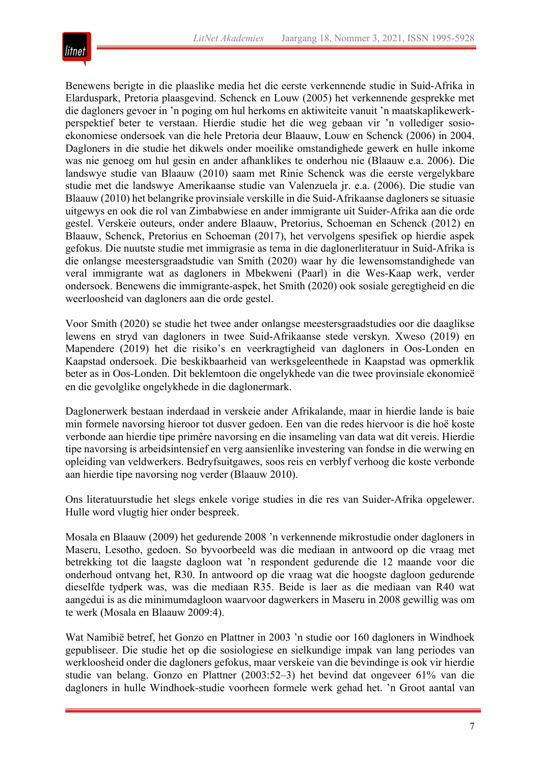Benewens berigte in die plaaslike media het die eerste verkennende studie in Suid-Afrika in Elarduspark, Pretoria plaasgevind. Schenck en Louw (2005) het verkennende gesprekke met die dagloners gevoer in ’n poging om hul herkoms en aktiwiteite vanuit ’n maatskaplikewerk-perspektief beter te verstaan. Hierdie studie het die weg gebaan vir ’n vollediger sosio-ekonomiese ondersoek van die hele Pretoria deur Blaauw, Louw en Schenck (2006) in 2004. Dagloners in die studie het dikwels onder moeilike omstandighede gewerk en hulle inkome was nie genoeg om hul gesin en ander afhanklikes te onderhou nie (Blaauw e.a. 2006). Die landswye studie van Blaauw (2010) saam met Rinie Schenck was die eerste vergelykbare studie met die landswye Amerikaanse studie van Valenzuela jr. e.a. (2006). Die studie van Blaauw (2010) het belangrike provinsiale verskille in die Suid-Afrikaanse dagloners se situasie uitgewys en ook die rol van Zimbabwiese en ander immigrante uit Suider-Afrika aan die orde gestel. Verskeie outeurs, onder andere Blaauw, Pretorius, Schoeman en Schenck (2012) en Blaauw, Schenck, Pretorius en Schoeman (2017), het vervolgens spesifiek op hierdie aspek gefokus. Die nuutste studie met immigrasie as tema in die daglonerliteratuur in Suid-Afrika is die onlangse meestersgraadstudie van Smith (2020) waar hy die lewensomstandighede van veral immigrante wat as dagloners in Mbekweni (Paarl) in die Wes-Kaap werk, verder ondersoek. Benewens die immigrante-aspek, het Smith (2020) ook sosiale geregtigheid en die weerloosheid van dagloners aan die orde gestel.

Voor Smith (2020) se studie het twee ander onlangse meestersgraadstudies oor die daaglikse lewens en stryd van dagloners in twee Suid-Afrikaanse stede verskyn. Xweso (2019) en Mapendere (2019) het die risiko’s en veerkragtigheid van dagloners in Oos-Londen en Kaapstad ondersoek. Die beskikbaarheid van werksgeleenthede in Kaapstad was opmerklik beter as in Oos-Londen. Dit beklemtoon die ongelykhede van die twee provinsiale ekonomieë en die gevolglike ongelykhede in die daglonermark.

Daglonerwerk bestaan inderdaad in verskeie ander Afrikalande, maar in hierdie lande is baie min formele navorsing hieroor tot dusver gedoen. Een van die redes hiervoor is die hoë koste verbonde aan hierdie tipe primêre navorsing en die insameling van data wat dit vereis. Hierdie tipe navorsing is arbeidsintensief en verg aansienlike investering van fondse in die werwing en opleiding van veldwerkers. Bedryfsuitgawes, soos reis en verblyf verhoog die koste verbonde aan hierdie tipe navorsing nog verder (Blaauw 2010).

Ons literatuurstudie het slegs enkele vorige studies in die res van Suider-Afrika opgelewer. Hulle word vlugtig hier onder bespreek.

Mosala en Blaauw (2009) het gedurende 2008 ’n verkennende mikrostudie onder dagloners in Maseru, Lesotho, gedoen. So byvoorbeeld was die mediaan in antwoord op die vraag met betrekking tot die laagste dagloon wat ’n respondent gedurende die 12 maande voor die onderhoud ontvang het, R30. In antwoord op die vraag wat die hoogste dagloon gedurende dieselfde tydperk was, was die mediaan R35. Beide is laer as die mediaan van R40 wat aangedui is as die minimumdagloon waarvoor dagwerkers in Maseru in 2008 gewillig was om te werk (Mosala en Blaauw 2009:4).

Wat Namibië betref, het Gonzo en Plattner in 2003 ’n studie oor 160 dagloners in Windhoek gepubliseer. Die studie het op die sosiologiese en sielkundige impak van lang periodes van werkloosheid onder die dagloners gefokus, maar verskeie van die bevindinge is ook vir hierdie studie van belang. Gonzo en Plattner (2003:52–3) het bevind dat ongeveer 61% van die dagloners in hulle Windhoek-studie voorheen formele werk gehad het. ’n Groot aantal van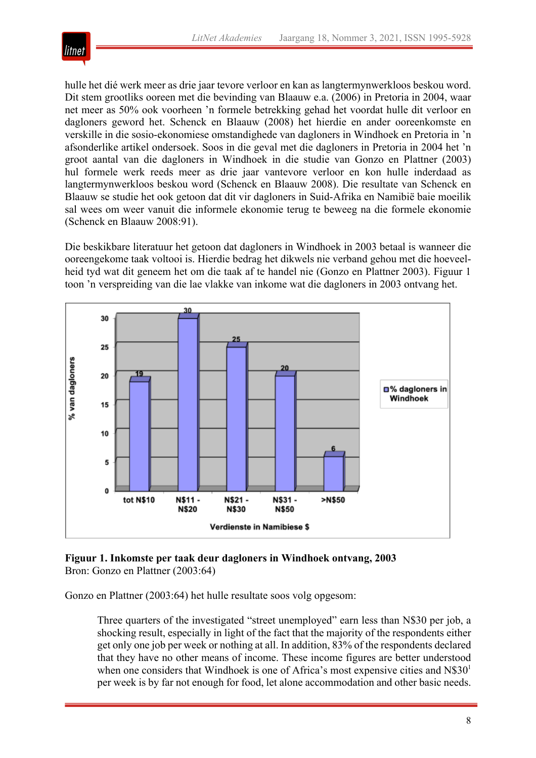hulle het dié werk meer as drie jaar tevore verloor en kan as langtermynwerkloos beskou word. Dit stem grootliks ooreen met die bevinding van Blaauw e.a. (2006) in Pretoria in 2004, waar net meer as 50% ook voorheen 'n formele betrekking gehad het voordat hulle dit verloor en dagloners geword het. Schenck en Blaauw (2008) het hierdie en ander ooreenkomste en verskille in die sosio-ekonomiese omstandighede van dagloners in Windhoek en Pretoria in 'n afsonderlike artikel ondersoek. Soos in die geval met die dagloners in Pretoria in 2004 het 'n groot aantal van die dagloners in Windhoek in die studie van Gonzo en Plattner (2003) hul formele werk reeds meer as drie jaar vantevore verloor en kon hulle inderdaad as langtermynwerkloos beskou word (Schenck en Blaauw 2008). Die resultate van Schenck en Blaauw se studie het ook getoon dat dit vir dagloners in Suid-Afrika en Namibië baie moeilik sal wees om weer vanuit die informele ekonomie terug te beweeg na die formele ekonomie (Schenck en Blaauw 2008:91).

Die beskikbare literatuur het getoon dat dagloners in Windhoek in 2003 betaal is wanneer die ooreengekome taak voltooi is. Hierdie bedrag het dikwels nie verband gehou met die hoeveelheid tyd wat dit geneem het om die taak af te handel nie (Gonzo en Plattner 2003). Figuur 1 toon 'n verspreiding van die lae vlakke van inkome wat die dagloners in 2003 ontvang het.

| Verdienste in Namibiese $ | % dagloners in Windhoek |
|---|---|
| tot N$10 | 19 |
| N$11 - N$20 | 30 |
| N$21 - N$30 | 25 |
| N$31 - N$50 | 20 |
| >N$50 | 6 |

**Figuur 1. Inkomste per taak deur dagloners in Windhoek ontvang, 2003**
Bron: Gonzo en Plattner (2003:64)

Gonzo en Plattner (2003:64) het hulle resultate soos volg opgesom:

> Three quarters of the investigated "street unemployed" earn less than N$30 per job, a shocking result, especially in light of the fact that the majority of the respondents either get only one job per week or nothing at all. In addition, 83% of the respondents declared that they have no other means of income. These income figures are better understood when one considers that Windhoek is one of Africa's most expensive cities and N$30[1] per week is by far not enough for food, let alone accommodation and other basic needs.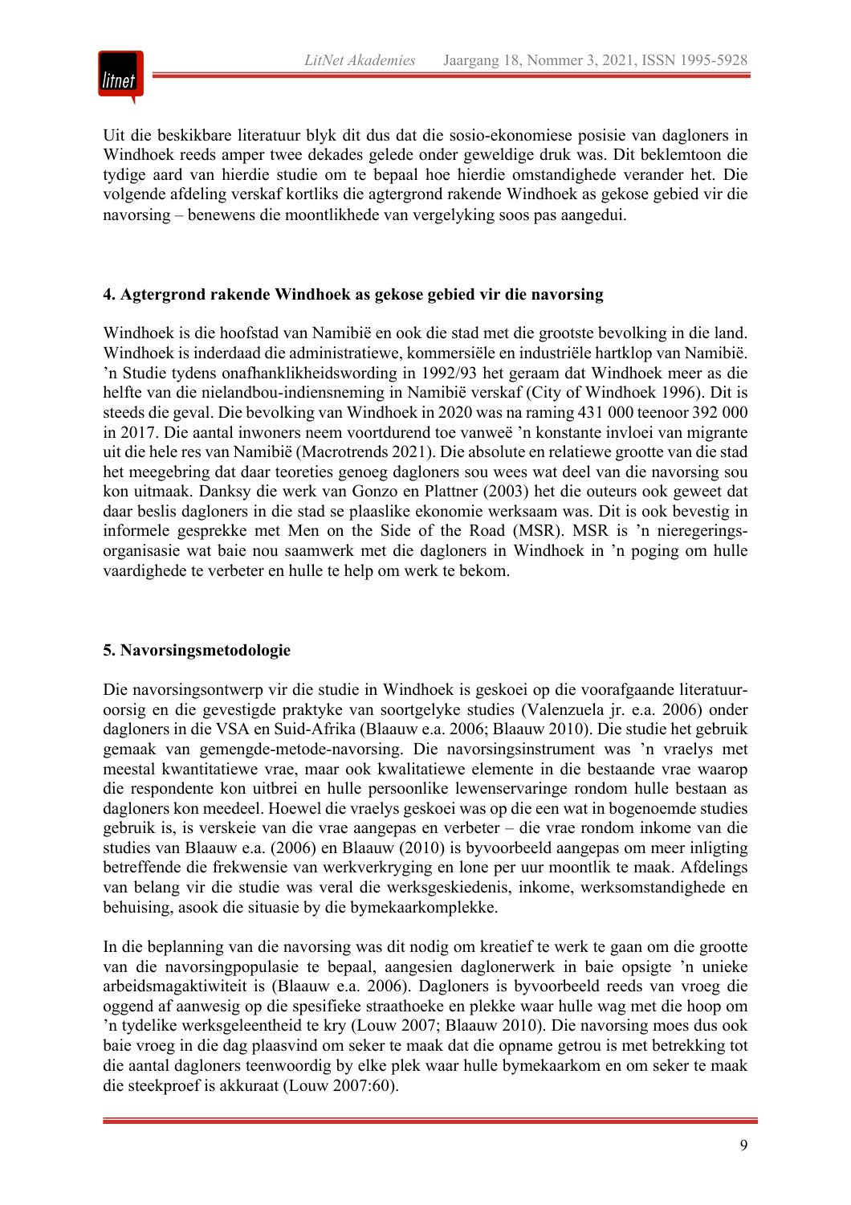Uit die beskikbare literatuur blyk dit dus dat die sosio-ekonomiese posisie van dagloners in Windhoek reeds amper twee dekades gelede onder geweldige druk was. Dit beklemtoon die tydige aard van hierdie studie om te bepaal hoe hierdie omstandighede verander het. Die volgende afdeling verskaf kortliks die agtergrond rakende Windhoek as gekose gebied vir die navorsing – benewens die moontlikhede van vergelyking soos pas aangedui.

## 4. Agtergrond rakende Windhoek as gekose gebied vir die navorsing

Windhoek is die hoofstad van Namibië en ook die stad met die grootste bevolking in die land. Windhoek is inderdaad die administratiewe, kommersiële en industriële hartklop van Namibië. ’n Studie tydens onafhanklikheidswording in 1992/93 het geraam dat Windhoek meer as die helfte van die nielandbou-indiensneming in Namibië verskaf (City of Windhoek 1996). Dit is steeds die geval. Die bevolking van Windhoek in 2020 was na raming 431 000 teenoor 392 000 in 2017. Die aantal inwoners neem voortdurend toe vanweë ’n konstante invloei van migrante uit die hele res van Namibië (Macrotrends 2021). Die absolute en relatiewe grootte van die stad het meegebring dat daar teoreties genoeg dagloners sou wees wat deel van die navorsing sou kon uitmaak. Danksy die werk van Gonzo en Plattner (2003) het die outeurs ook geweet dat daar beslis dagloners in die stad se plaaslike ekonomie werksaam was. Dit is ook bevestig in informele gesprekke met Men on the Side of the Road (MSR). MSR is ’n nieregeringsorganisasie wat baie nou saamwerk met die dagloners in Windhoek in ’n poging om hulle vaardighede te verbeter en hulle te help om werk te bekom.

## 5. Navorsingsmetodologie

Die navorsingsontwerp vir die studie in Windhoek is geskoei op die voorafgaande literatuuroorsig en die gevestigde praktyke van soortgelyke studies (Valenzuela jr. e.a. 2006) onder dagloners in die VSA en Suid-Afrika (Blaauw e.a. 2006; Blaauw 2010). Die studie het gebruik gemaak van gemengde-metode-navorsing. Die navorsingsinstrument was ’n vraelys met meestal kwantitatiewe vrae, maar ook kwalitatiewe elemente in die bestaande vrae waarop die respondente kon uitbrei en hulle persoonlike lewenservaringe rondom hulle bestaan as dagloners kon meedeel. Hoewel die vraelys geskoei was op die een wat in bogenoemde studies gebruik is, is verskeie van die vrae aangepas en verbeter – die vrae rondom inkome van die studies van Blaauw e.a. (2006) en Blaauw (2010) is byvoorbeeld aangepas om meer inligting betreffende die frekwensie van werkverkryging en lone per uur moontlik te maak. Afdelings van belang vir die studie was veral die werksgeskiedenis, inkome, werksomstandighede en behuising, asook die situasie by die bymekaarkomplekke.

In die beplanning van die navorsing was dit nodig om kreatief te werk te gaan om die grootte van die navorsingpopulasie te bepaal, aangesien daglonerwerk in baie opsigte ’n unieke arbeidsmagaktiwiteit is (Blaauw e.a. 2006). Dagloners is byvoorbeeld reeds van vroeg die oggend af aanwesig op die spesifieke straathoeke en plekke waar hulle wag met die hoop om ’n tydelike werksgeleentheid te kry (Louw 2007; Blaauw 2010). Die navorsing moes dus ook baie vroeg in die dag plaasvind om seker te maak dat die opname getrou is met betrekking tot die aantal dagloners teenwoordig by elke plek waar hulle bymekaarkom en om seker te maak die steekproef is akkuraat (Louw 2007:60).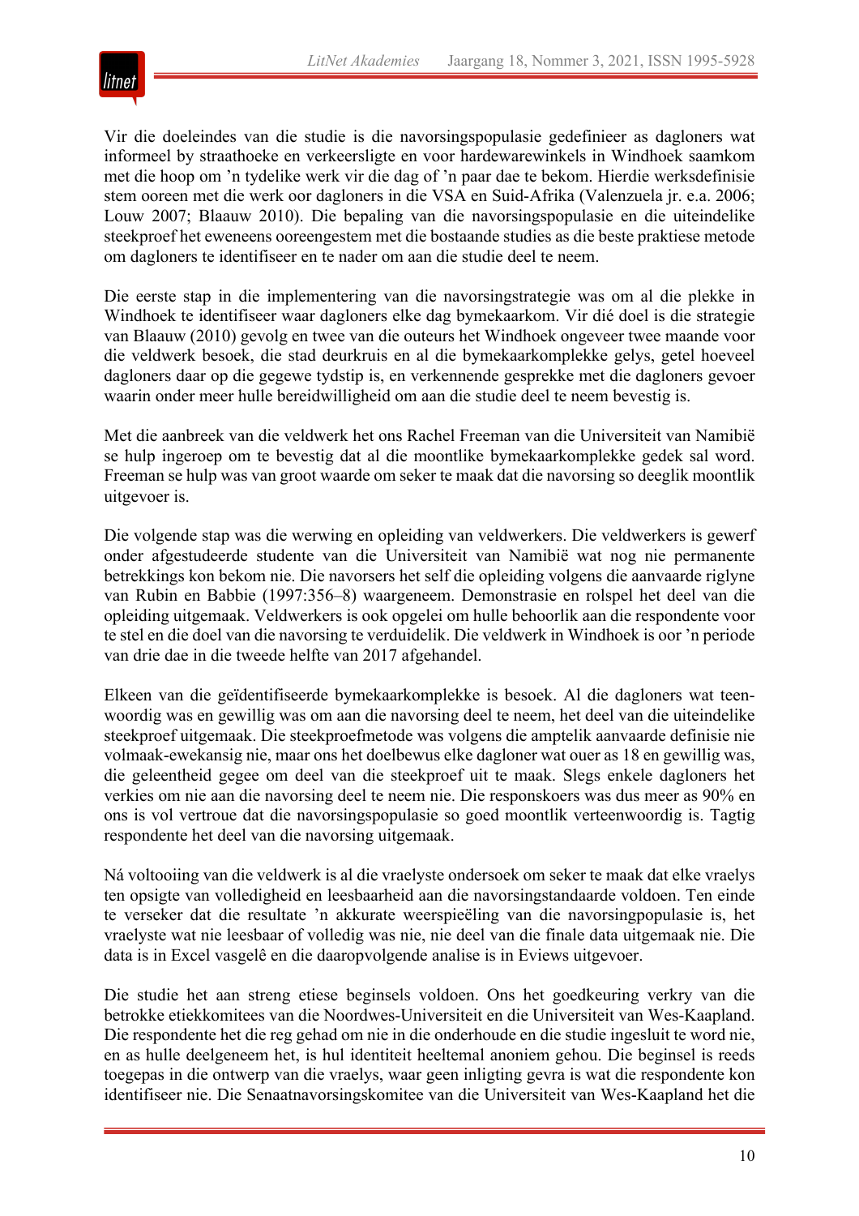Vir die doeleindes van die studie is die navorsingspopulasie gedefinieer as dagloners wat informeel by straathoeke en verkeersligte en voor hardewarewinkels in Windhoek saamkom met die hoop om 'n tydelike werk vir die dag of 'n paar dae te bekom. Hierdie werksdefinisie stem ooreen met die werk oor dagloners in die VSA en Suid-Afrika (Valenzuela jr. e.a. 2006; Louw 2007; Blaauw 2010). Die bepaling van die navorsingspopulasie en die uiteindelike steekproef het eweneens ooreengestem met die bostaande studies as die beste praktiese metode om dagloners te identifiseer en te nader om aan die studie deel te neem.

Die eerste stap in die implementering van die navorsingstrategie was om al die plekke in Windhoek te identifiseer waar dagloners elke dag bymekaarkom. Vir dié doel is die strategie van Blaauw (2010) gevolg en twee van die outeurs het Windhoek ongeveer twee maande voor die veldwerk besoek, die stad deurkruis en al die bymekaarkomplekke gelys, getel hoeveel dagloners daar op die gegewe tydstip is, en verkennende gesprekke met die dagloners gevoer waarin onder meer hulle bereidwilligheid om aan die studie deel te neem bevestig is.

Met die aanbreek van die veldwerk het ons Rachel Freeman van die Universiteit van Namibië se hulp ingeroep om te bevestig dat al die moontlike bymekaarkomplekke gedek sal word. Freeman se hulp was van groot waarde om seker te maak dat die navorsing so deeglik moontlik uitgevoer is.

Die volgende stap was die werwing en opleiding van veldwerkers. Die veldwerkers is gewerf onder afgestudeerde studente van die Universiteit van Namibië wat nog nie permanente betrekkings kon bekom nie. Die navorsers het self die opleiding volgens die aanvaarde riglyne van Rubin en Babbie (1997:356–8) waargeneem. Demonstrasie en rolspel het deel van die opleiding uitgemaak. Veldwerkers is ook opgelei om hulle behoorlik aan die respondente voor te stel en die doel van die navorsing te verduidelik. Die veldwerk in Windhoek is oor 'n periode van drie dae in die tweede helfte van 2017 afgehandel.

Elkeen van die geïdentifiseerde bymekaarkomplekke is besoek. Al die dagloners wat teenwoordig was en gewillig was om aan die navorsing deel te neem, het deel van die uiteindelike steekproef uitgemaak. Die steekproefmetode was volgens die amptelik aanvaarde definisie nie volmaak-ewekansig nie, maar ons het doelbewus elke daglonner wat ouer as 18 en gewillig was, die geleentheid gegee om deel van die steekproef uit te maak. Slegs enkele dagloners het verkies om nie aan die navorsing deel te neem nie. Die responskoers was dus meer as 90% en ons is vol vertroue dat die navorsingspopulasie so goed moontlik verteenwoordig is. Tagtig respondente het deel van die navorsing uitgemaak.

Ná voltooiing van die veldwerk is al die vraelyste ondersoek om seker te maak dat elke vraelys ten opsigte van volledigheid en leesbaarheid aan die navorsingstandaarde voldoen. Ten einde te verseker dat die resultate 'n akkurate weerspieëling van die navorsingpopulasie is, het vraelyste wat nie leesbaar of volledig was nie, nie deel van die finale data uitgemaak nie. Die data is in Excel vasgelê en die daaropvolgende analise is in Eviews uitgevoer.

Die studie het aan streng etiese beginsels voldoen. Ons het goedkeuring verkry van die betrokke etiekkomitees van die Noordwes-Universiteit en die Universiteit van Wes-Kaapland. Die respondente het die reg gehad om nie in die onderhoude en die studie ingesluit te word nie, en as hulle deelgeneem het, is hul identiteit heeltemal anoniem gehou. Die beginsel is reeds toegepas in die ontwerp van die vraelys, waar geen inligting gevra is wat die respondente kon identifiseer nie. Die Senaatnavorsingskomitee van die Universiteit van Wes-Kaapland het die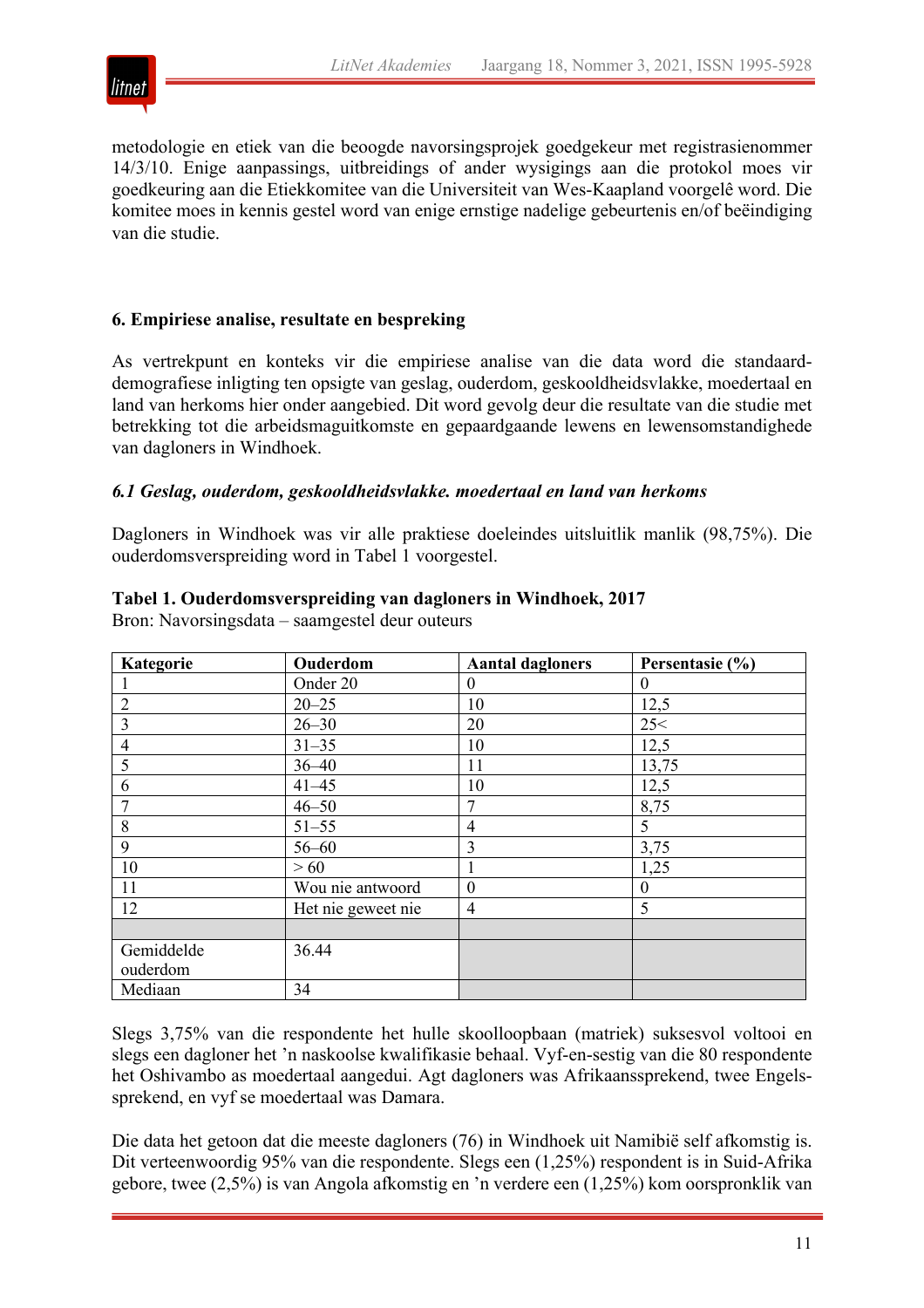metodologie en etiek van die beoogde navorsingsprojek goedgekeur met registrasienommer 14/3/10. Enige aanpassings, uitbreidings of ander wysigings aan die protokol moes vir goedkeuring aan die Etiekkomitee van die Universiteit van Wes-Kaapland voorgelê word. Die komitee moes in kennis gestel word van enige ernstige nadelige gebeurtenis en/of beëindiging van die studie.

## 6. Empiriese analise, resultate en bespreking

As vertrekpunt en konteks vir die empiriese analise van die data word die standaard-demografiese inligting ten opsigte van geslag, ouderdom, geskooldheidsvlakke, moedertaal en land van herkoms hier onder aangebied. Dit word gevolg deur die resultate van die studie met betrekking tot die arbeidsmaguitkomste en gepaardgaande lewens en lewensomstandighede van dagloners in Windhoek.

### *6.1 Geslag, ouderdom, geskooldheidsvlakke. moedertaal en land van herkoms*

Dagloners in Windhoek was vir alle praktiese doeleindes uitsluitlik manlik (98,75%). Die ouderdomsverspreiding word in Tabel 1 voorgestel.

**Tabel 1. Ouderdomsverspreiding van dagloners in Windhoek, 2017**
Bron: Navorsingsdata – saamgestel deur outeurs

| Kategorie | Ouderdom | Aantal dagloners | Persentasie (%) |
|---|---|---|---|
| 1 | Onder 20 | 0 | 0 |
| 2 | 20–25 | 10 | 12,5 |
| 3 | 26–30 | 20 | 25< |
| 4 | 31–35 | 10 | 12,5 |
| 5 | 36–40 | 11 | 13,75 |
| 6 | 41–45 | 10 | 12,5 |
| 7 | 46–50 | 7 | 8,75 |
| 8 | 51–55 | 4 | 5 |
| 9 | 56–60 | 3 | 3,75 |
| 10 | > 60 | 1 | 1,25 |
| 11 | Wou nie antwoord | 0 | 0 |
| 12 | Het nie geweet nie | 4 | 5 |
| | | | |
| Gemiddelde ouderdom | 36.44 | | |
| Mediaan | 34 | | |

Slegs 3,75% van die respondente het hulle skoolloopbaan (matriek) suksesvol voltooi en slegs een dagloner het 'n naskoolse kwalifikasie behaal. Vyf-en-sestig van die 80 respondente het Oshivambo as moedertaal aangedui. Agt dagloners was Afrikaanssprekend, twee Engels-sprekend, en vyf se moedertaal was Damara.

Die data het getoon dat die meeste dagloners (76) in Windhoek uit Namibië self afkomstig is. Dit verteenwoordig 95% van die respondente. Slegs een (1,25%) respondent is in Suid-Afrika gebore, twee (2,5%) is van Angola afkomstig en 'n verdere een (1,25%) kom oorspronklik van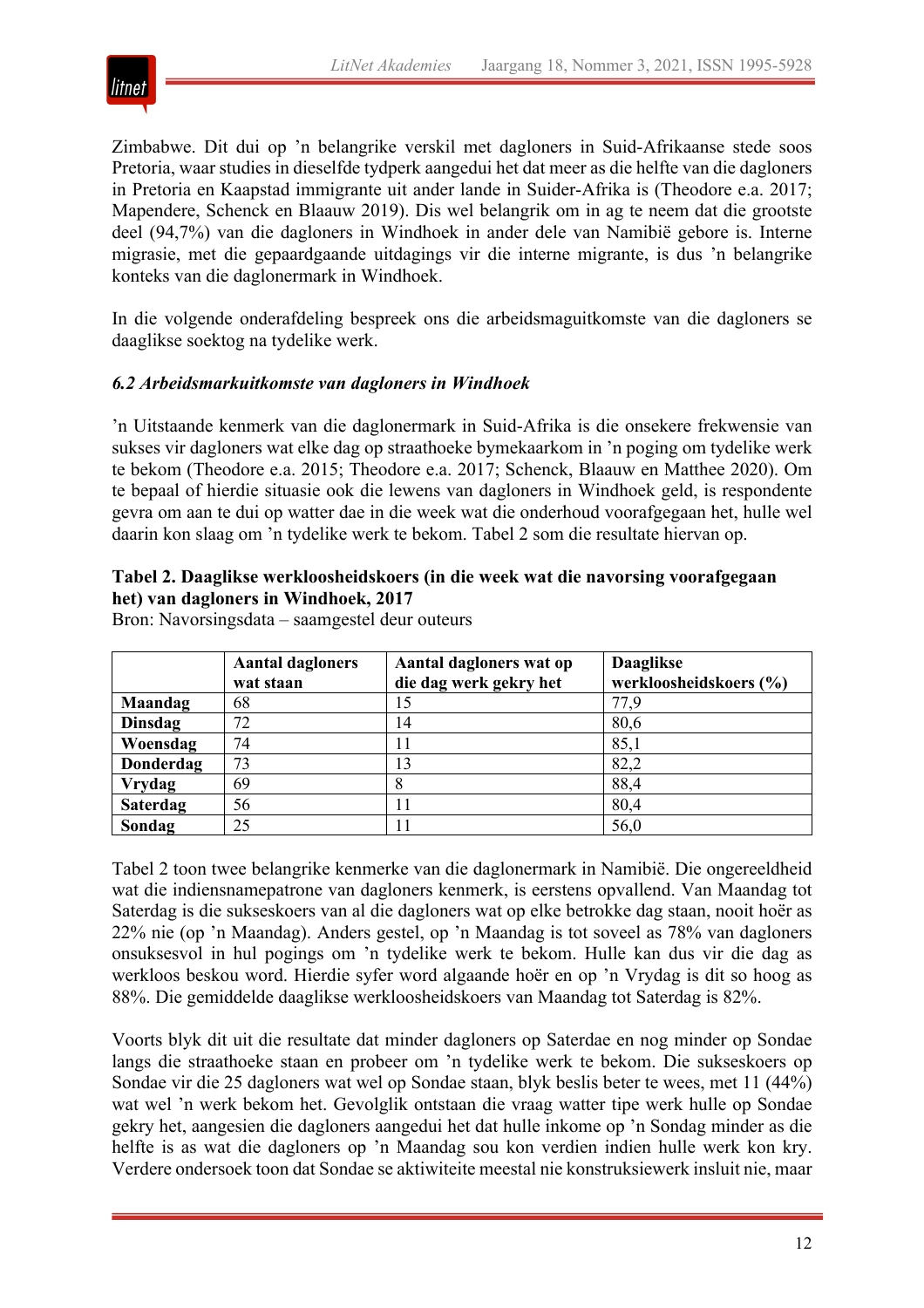Zimbabwe. Dit dui op 'n belangrike verskil met dagloners in Suid-Afrikaanse stede soos Pretoria, waar studies in dieselfde tydperk aangedui het dat meer as die helfte van die dagloners in Pretoria en Kaapstad immigrante uit ander lande in Suider-Afrika is (Theodore e.a. 2017; Mapendere, Schenck en Blaauw 2019). Dis wel belangrik om in ag te neem dat die grootste deel (94,7%) van die dagloners in Windhoek in ander dele van Namibië gebore is. Interne migrasie, met die gepaardgaande uitdagings vir die interne migrante, is dus 'n belangrike konteks van die daglonermark in Windhoek.

In die volgende onderafdeling bespreek ons die arbeidsmaguitkomste van die dagloners se daaglikse soektog na tydelike werk.

### *6.2 Arbeidsmarkuitkomste van dagloners in Windhoek*

'n Uitstaande kenmerk van die daglonermark in Suid-Afrika is die onsekere frekwensie van sukses vir dagloners wat elke dag op straathoeke bymekaarkom in 'n poging om tydelike werk te bekom (Theodore e.a. 2015; Theodore e.a. 2017; Schenck, Blaauw en Matthee 2020). Om te bepaal of hierdie situasie ook die lewens van dagloners in Windhoek geld, is respondente gevra om aan te dui op watter dae in die week wat die onderhoud voorafgegaan het, hulle wel daarin kon slaag om 'n tydelike werk te bekom. Tabel 2 som die resultate hiervan op.

**Tabel 2. Daaglikse werkloosheidskoers (in die week wat die navorsing voorafgegaan het) van dagloners in Windhoek, 2017**
Bron: Navorsingsdata – saamgestel deur outeurs

| | Aantal dagloners wat staan | Aantal dagloners wat op die dag werk gekry het | Daaglikse werkloosheidskoers (%) |
|---|---|---|---|
| **Maandag** | 68 | 15 | 77,9 |
| **Dinsdag** | 72 | 14 | 80,6 |
| **Woensdag** | 74 | 11 | 85,1 |
| **Donderdag** | 73 | 13 | 82,2 |
| **Vrydag** | 69 | 8 | 88,4 |
| **Saterdag** | 56 | 11 | 80,4 |
| **Sondag** | 25 | 11 | 56,0 |

Tabel 2 toon twee belangrike kenmerke van die daglonermark in Namibië. Die ongereeldheid wat die indiensnamepatrone van dagloners kenmerk, is eerstens opvallend. Van Maandag tot Saterdag is die sukseskoers van al die dagloners wat op elke betrokke dag staan, nooit hoër as 22% nie (op 'n Maandag). Anders gestel, op 'n Maandag is tot soveel as 78% van dagloners onsuksesvol in hul pogings om 'n tydelike werk te bekom. Hulle kan dus vir die dag as werkloos beskou word. Hierdie syfer word algaande hoër en op 'n Vrydag is dit so hoog as 88%. Die gemiddelde daaglikse werkloosheidskoers van Maandag tot Saterdag is 82%.

Voorts blyk dit uit die resultate dat minder dagloners op Saterdae en nog minder op Sondae langs die straathoeke staan en probeer om 'n tydelike werk te bekom. Die sukseskoers op Sondae vir die 25 dagloners wat wel op Sondae staan, blyk beslis beter te wees, met 11 (44%) wat wel 'n werk bekom het. Gevolglik ontstaan die vraag watter tipe werk hulle op Sondae gekry het, aangesien die dagloners aangedui het dat hulle inkome op 'n Sondag minder as die helfte is as wat die dagloners op 'n Maandag sou kon verdien indien hulle werk kon kry. Verdere ondersoek toon dat Sondae se aktiwiteite meestal nie konstruksiewerk insluit nie, maar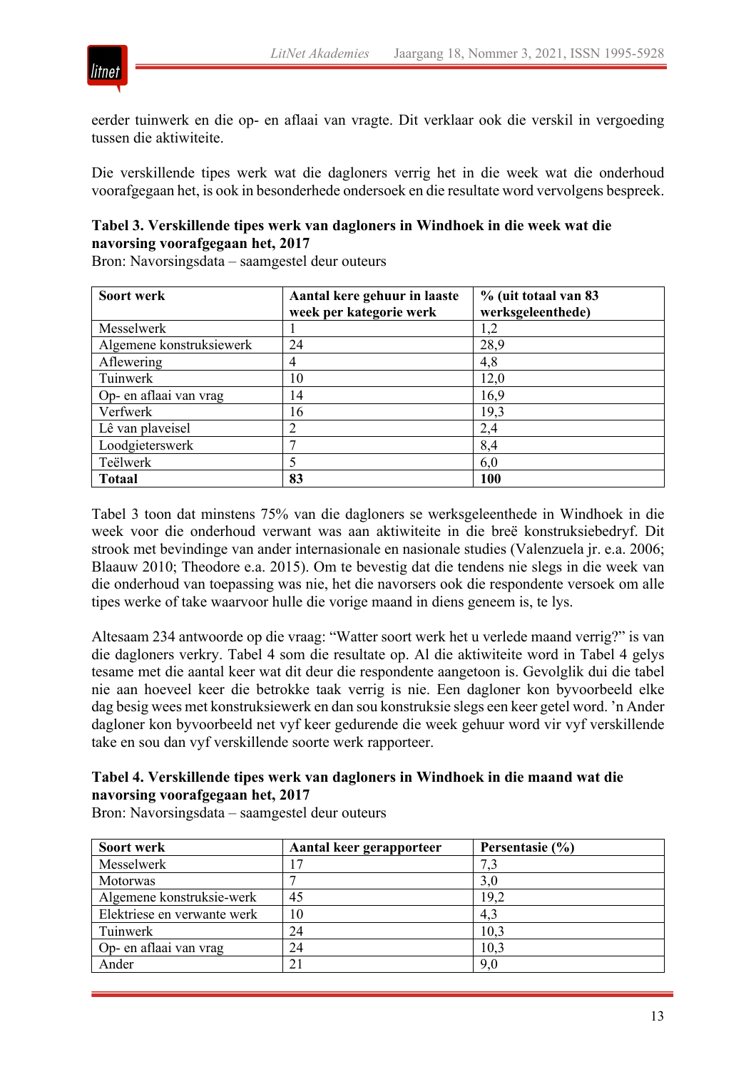eerder tuinwerk en die op- en aflaai van vragte. Dit verklaar ook die verskil in vergoeding tussen die aktiwiteite.

Die verskillende tipes werk wat die dagloners verrig het in die week wat die onderhoud voorafgegaan het, is ook in besonderhede ondersoek en die resultate word vervolgens bespreek.

**Tabel 3. Verskillende tipes werk van dagloners in Windhoek in die week wat die navorsing voorafgegaan het, 2017**
Bron: Navorsingsdata – saamgestel deur outeurs

| Soort werk | Aantal kere gehuur in laaste week per kategorie werk | % (uit totaal van 83 werksgeleenthede) |
|---|---|---|
| Messelwerk | 1 | 1,2 |
| Algemene konstruksiewerk | 24 | 28,9 |
| Aflewering | 4 | 4,8 |
| Tuinwerk | 10 | 12,0 |
| Op- en aflaai van vrag | 14 | 16,9 |
| Verfwerk | 16 | 19,3 |
| Lê van plaveisel | 2 | 2,4 |
| Loodgieterswerk | 7 | 8,4 |
| Teëlwerk | 5 | 6,0 |
| **Totaal** | **83** | **100** |

Tabel 3 toon dat minstens 75% van die dagloners se werksgeleenthede in Windhoek in die week voor die onderhoud verwant was aan aktiwiteite in die breë konstruksiebedryf. Dit strook met bevindinge van ander internasionale en nasionale studies (Valenzuela jr. e.a. 2006; Blaauw 2010; Theodore e.a. 2015). Om te bevestig dat die tendens nie slegs in die week van die onderhoud van toepassing was nie, het die navorsers ook die respondente versoek om alle tipes werke of take waarvoor hulle die vorige maand in diens geneem is, te lys.

Altesaam 234 antwoorde op die vraag: "Watter soort werk het u verlede maand verrig?" is van die dagloners verkry. Tabel 4 som die resultate op. Al die aktiwiteite word in Tabel 4 gelys tesame met die aantal keer wat dit deur die respondente aangetoon is. Gevolglik dui die tabel nie aan hoeveel keer die betrokke taak verrig is nie. Een dagloner kon byvoorbeeld elke dag besig wees met konstruksiewerk en dan sou konstruksie slegs een keer getel word. 'n Ander dagloner kon byvoorbeeld net vyf keer gedurende die week gehuur word vir vyf verskillende take en sou dan vyf verskillende soorte werk rapporteer.

**Tabel 4. Verskillende tipes werk van dagloners in Windhoek in die maand wat die navorsing voorafgegaan het, 2017**
Bron: Navorsingsdata – saamgestel deur outeurs

| Soort werk | Aantal keer gerapporteer | Persentasie (%) |
|---|---|---|
| Messelwerk | 17 | 7,3 |
| Motorwas | 7 | 3,0 |
| Algemene konstruksie-werk | 45 | 19,2 |
| Elektriese en verwante werk | 10 | 4,3 |
| Tuinwerk | 24 | 10,3 |
| Op- en aflaai van vrag | 24 | 10,3 |
| Ander | 21 | 9,0 |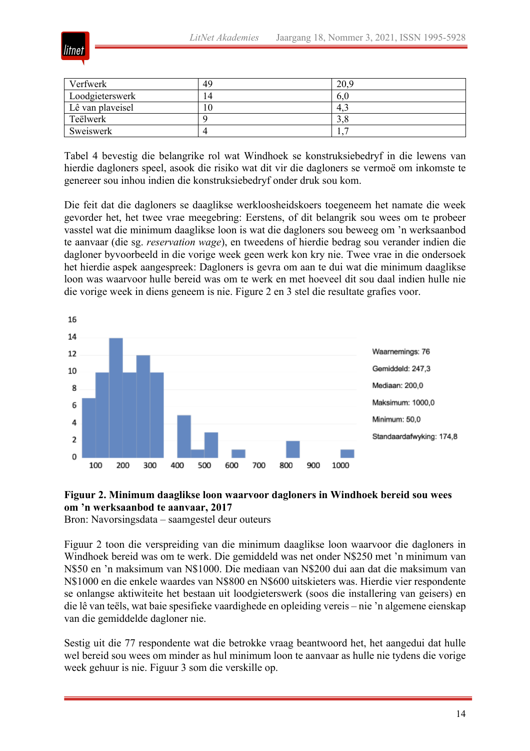| Verfwerk | 49 | 20,9 |
|---|---|---|
| Loodgieterswerk | 14 | 6,0 |
| Lê van plaveisel | 10 | 4,3 |
| Teëlwerk | 9 | 3,8 |
| Sweiswerk | 4 | 1,7 |

Tabel 4 bevestig die belangrike rol wat Windhoek se konstruksiebedryf in die lewens van hierdie dagloners speel, asook die risiko wat dit vir die dagloners se vermoë om inkomste te genereer sou inhou indien die konstruksiebedryf onder druk sou kom.

Die feit dat die dagloners se daaglikse werkloosheidskoers toegeneem het namate die week gevorder het, het twee vrae meegebring: Eerstens, of dit belangrik sou wees om te probeer vasstel wat die minimum daaglikse loon is wat die dagloners sou beweeg om 'n werksaanbod te aanvaar (die sg. *reservation wage*), en tweedens of hierdie bedrag sou verander indien die dagloner byvoorbeeld in die vorige week geen werk kon kry nie. Twee vrae in die ondersoek het hierdie aspek aangespreek: Dagloners is gevra om aan te dui wat die minimum daaglikse loon was waarvoor hulle bereid was om te werk en met hoeveel dit sou daal indien hulle nie die vorige week in diens geneem is nie. Figure 2 en 3 stel die resultate grafies voor.

Waarnemings: 76
Gemiddeld: 247,3
Mediaan: 200,0
Maksimum: 1000,0
Minimum: 50,0
Standaardafwyking: 174,8

**Figuur 2. Minimum daaglikse loon waarvoor dagloners in Windhoek bereid sou wees om 'n werksaanbod te aanvaar, 2017**
Bron: Navorsingsdata – saamgestel deur outeurs

Figuur 2 toon die verspreiding van die minimum daaglikse loon waarvoor die dagloners in Windhoek bereid was om te werk. Die gemiddeld was net onder N$250 met 'n minimum van N$50 en 'n maksimum van N$1000. Die mediaan van N$200 dui aan dat die maksimum van N$1000 en die enkele waardes van N$800 en N$600 uitskieters was. Hierdie vier respondente se onlangse aktiwiteite het bestaan uit loodgieterswerk (soos die installering van geisers) en die lê van teëls, wat baie spesifieke vaardighede en opleiding vereis – nie 'n algemene eienskap van die gemiddelde dagloner nie.

Sestig uit die 77 respondente wat die betrokke vraag beantwoord het, het aangedui dat hulle wel bereid sou wees om minder as hul minimum loon te aanvaar as hulle nie tydens die vorige week gehuur is nie. Figuur 3 som die verskille op.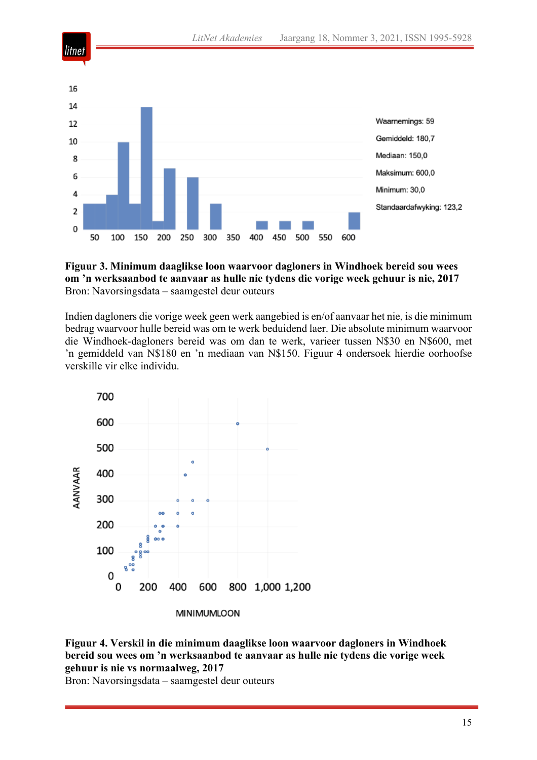**Figuur 3. Minimum daaglikse loon waarvoor dagloners in Windhoek bereid sou wees om ’n werksaanbod te aanvaar as hulle nie tydens die vorige week gehuur is nie, 2017**
Bron: Navorsingsdata – saamgestel deur outeurs

Indien dagloners die vorige week geen werk aangebied is en/of aanvaar het nie, is die minimum bedrag waarvoor hulle bereid was om te werk beduidend laer. Die absolute minimum waarvoor die Windhoek-dagloners bereid was om dan te werk, varieer tussen N$30 en N$600, met ’n gemiddeld van N$180 en ’n mediaan van N$150. Figuur 4 ondersoek hierdie oorhoofse verskille vir elke individu.

**Figuur 4. Verskil in die minimum daaglikse loon waarvoor dagloners in Windhoek bereid sou wees om ’n werksaanbod te aanvaar as hulle nie tydens die vorige week gehuur is nie vs normaalweg, 2017**
Bron: Navorsingsdata – saamgestel deur outeurs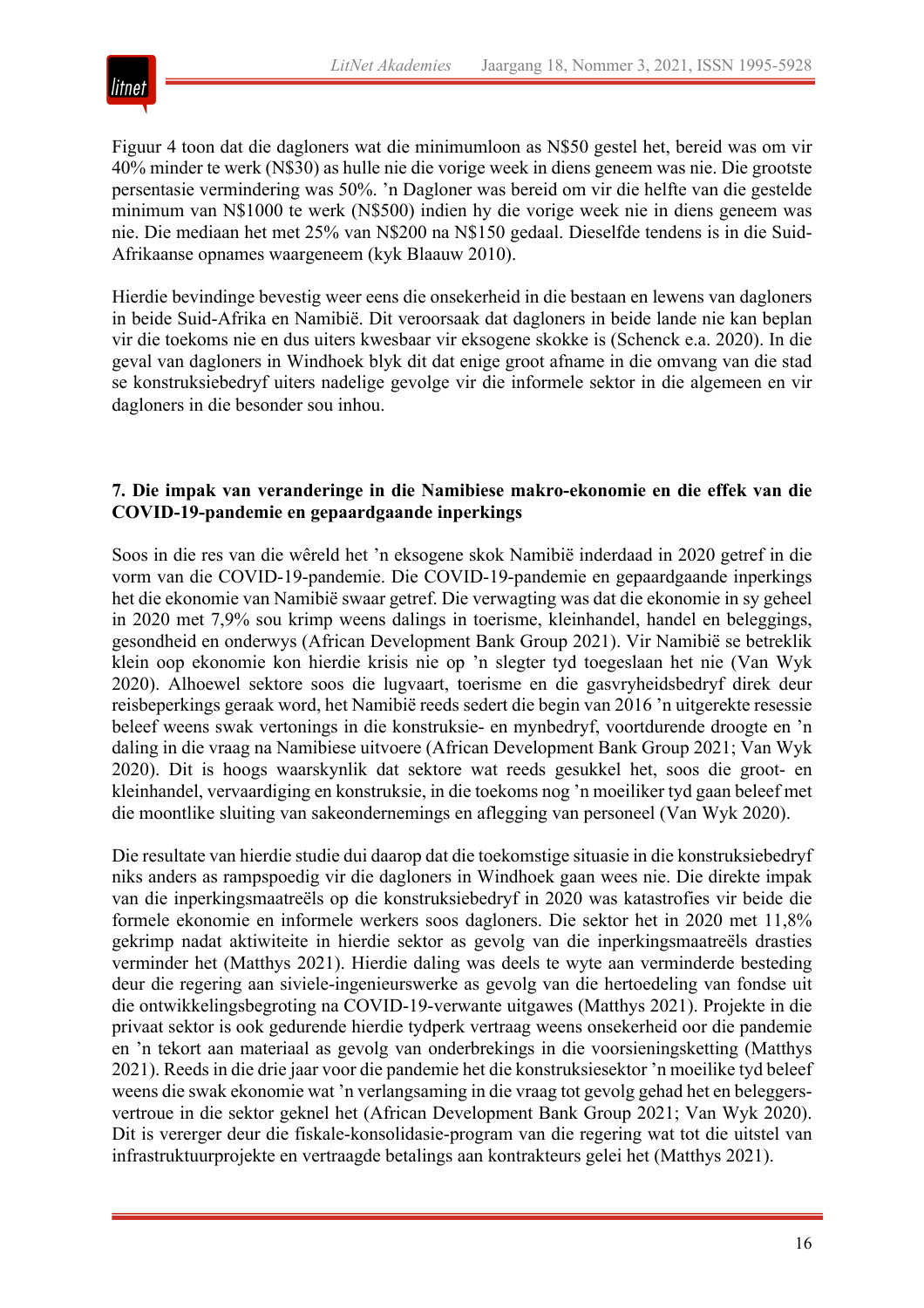Figuur 4 toon dat die dagloners wat die minimumloon as N$50 gestel het, bereid was om vir 40% minder te werk (N$30) as hulle nie die vorige week in diens geneem was nie. Die grootste persentasie vermindering was 50%. ’n Dagloner was bereid om vir die helfte van die gestelde minimum van N$1000 te werk (N$500) indien hy die vorige week nie in diens geneem was nie. Die mediaan het met 25% van N$200 na N$150 gedaal. Dieselfde tendens is in die Suid-Afrikaanse opnames waargeneem (kyk Blaauw 2010).

Hierdie bevindinge bevestig weer eens die onsekerheid in die bestaan en lewens van dagloners in beide Suid-Afrika en Namibië. Dit veroorsaak dat dagloners in beide lande nie kan beplan vir die toekoms nie en dus uiters kwesbaar vir eksogene skokke is (Schenck e.a. 2020). In die geval van dagloners in Windhoek blyk dit dat enige groot afname in die omvang van die stad se konstruksiebedryf uiters nadelige gevolge vir die informele sektor in die algemeen en vir dagloners in die besonder sou inhou.

## 7. Die impak van veranderinge in die Namibiese makro-ekonomie en die effek van die COVID-19-pandemie en gepaardgaande inperkings

Soos in die res van die wêreld het ’n eksogene skok Namibië inderdaad in 2020 getref in die vorm van die COVID-19-pandemie. Die COVID-19-pandemie en gepaardgaande inperkings het die ekonomie van Namibië swaar getref. Die verwagting was dat die ekonomie in sy geheel in 2020 met 7,9% sou krimp weens dalings in toerisme, kleinhandel, handel en beleggings, gesondheid en onderwys (African Development Bank Group 2021). Vir Namibië se betreklik klein oop ekonomie kon hierdie krisis nie op ’n slegter tyd toegeslaan het nie (Van Wyk 2020). Alhoewel sektore soos die lugvaart, toerisme en die gasvryheidsbedryf direk deur reisbeperkings geraak word, het Namibië reeds sedert die begin van 2016 ’n uitgerekte resessie beleef weens swak vertonings in die konstruksie- en mynbedryf, voortdurende droogte en ’n daling in die vraag na Namibiese uitvoere (African Development Bank Group 2021; Van Wyk 2020). Dit is hoogs waarskynlik dat sektore wat reeds gesukkel het, soos die groot- en kleinhandel, vervaardiging en konstruksie, in die toekoms nog ’n moeiliker tyd gaan beleef met die moontlike sluiting van sakeondernemings en aflegging van personeel (Van Wyk 2020).

Die resultate van hierdie studie dui daarop dat die toekomstige situasie in die konstruksiebedryf niks anders as rampspoedig vir die dagloners in Windhoek gaan wees nie. Die direkte impak van die inperkingsmaatreëls op die konstruksiebedryf in 2020 was katastrofies vir beide die formele ekonomie en informele werkers soos dagloners. Die sektor het in 2020 met 11,8% gekrimp nadat aktiwiteite in hierdie sektor as gevolg van die inperkingsmaatreëls drasties verminder het (Matthys 2021). Hierdie daling was deels te wyte aan verminderde besteding deur die regering aan siviele-ingenieurswerke as gevolg van die hertoedeling van fondse uit die ontwikkelingsbegroting na COVID-19-verwante uitgawes (Matthys 2021). Projekte in die privaat sektor is ook gedurende hierdie tydperk vertraag weens onsekerheid oor die pandemie en ’n tekort aan materiaal as gevolg van onderbrekings in die voorsieningsketting (Matthys 2021). Reeds in die drie jaar voor die pandemie het die konstruksiesektor ’n moeilike tyd beleef weens die swak ekonomie wat ’n verlangsaming in die vraag tot gevolg gehad het en beleggersvertroue in die sektor geknel het (African Development Bank Group 2021; Van Wyk 2020). Dit is vererger deur die fiskale-konsolidasie-program van die regering wat tot die uitstel van infrastruktuurprojekte en vertraagde betalings aan kontrakteurs gelei het (Matthys 2021).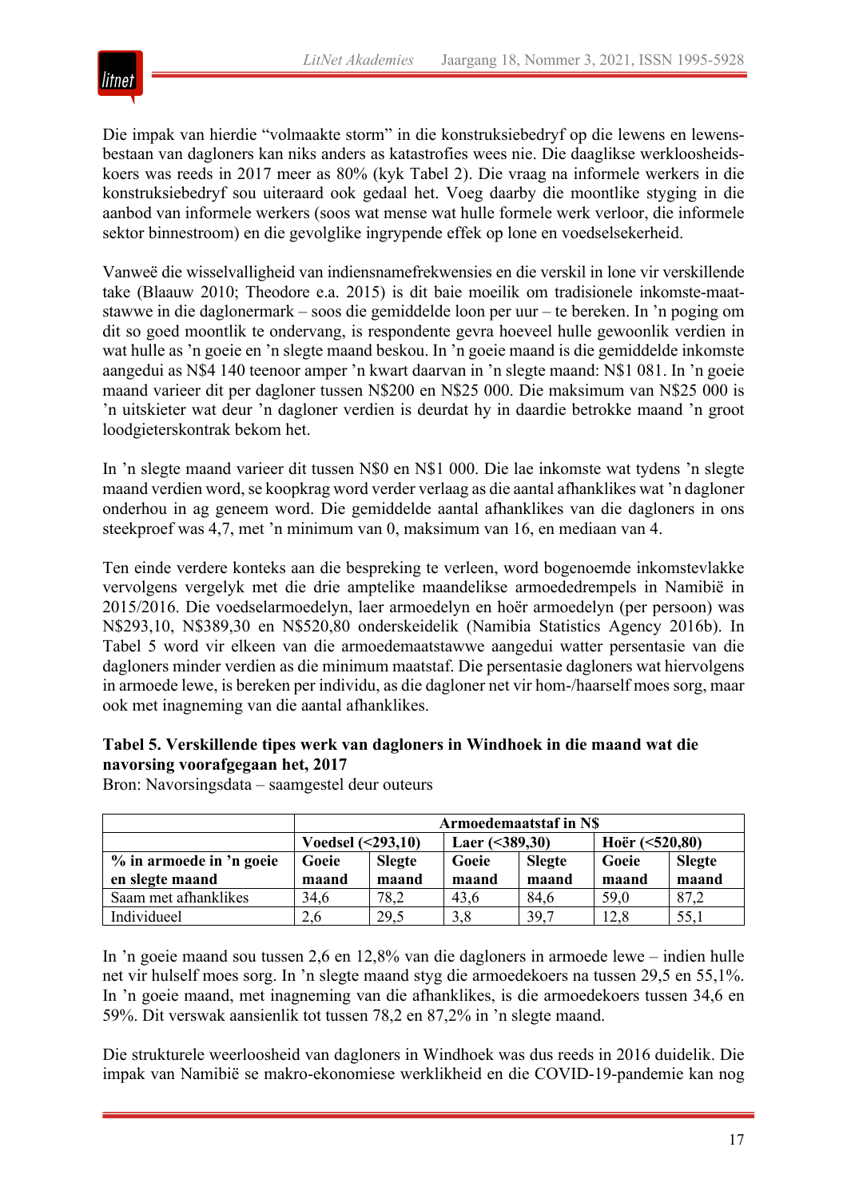Die impak van hierdie “volmaakte storm” in die konstruksiebedryf op die lewens en lewensbestaan van dagloners kan niks anders as katastrofies wees nie. Die daaglikse werkloosheidskoers was reeds in 2017 meer as 80% (kyk Tabel 2). Die vraag na informele werkers in die konstruksiebedryf sou uiteraard ook gedaal het. Voeg daarby die moontlike styging in die aanbod van informele werkers (soos wat mense wat hulle formele werk verloor, die informele sektor binnestroom) en die gevolglike ingrypende effek op lone en voedselsekerheid.

Vanweë die wisselvalligheid van indiensnamefrekwensies en die verskil in lone vir verskillende take (Blaauw 2010; Theodore e.a. 2015) is dit baie moeilik om tradisionele inkomste-maatstawwe in die daglonermark – soos die gemiddelde loon per uur – te bereken. In ’n poging om dit so goed moontlik te ondervang, is respondente gevra hoeveel hulle gewoonlik verdien in wat hulle as ’n goeie en ’n slegte maand beskou. In ’n goeie maand is die gemiddelde inkomste aangedui as N$4 140 teenoor amper ’n kwart daarvan in ’n slegte maand: N$1 081. In ’n goeie maand varieer dit per dagloner tussen N$200 en N$25 000. Die maksimum van N$25 000 is ’n uitskieter wat deur ’n dagloner verdien is deurdat hy in daardie betrokke maand ’n groot loodgieterskontrak bekom het.

In ’n slegte maand varieer dit tussen N$0 en N$1 000. Die lae inkomste wat tydens ’n slegte maand verdien word, se koopkrag word verder verlaag as die aantal afhanklikes wat ’n dagloner onderhou in ag geneem word. Die gemiddelde aantal afhanklikes van die dagloners in ons steekproef was 4,7, met ’n minimum van 0, maksimum van 16, en mediaan van 4.

Ten einde verdere konteks aan die bespreking te verleen, word bogenoemde inkomstevlakke vervolgens vergelyk met die drie amptelike maandelikse armoededrempels in Namibië in 2015/2016. Die voedselarmoedelyn, laer armoedelyn en hoër armoedelyn (per persoon) was N$293,10, N$389,30 en N$520,80 onderskeidelik (Namibia Statistics Agency 2016b). In Tabel 5 word vir elkeen van die armoedemaatstawwe aangedui watter persentasie van die dagloners minder verdien as die minimum maatstaf. Die persentasie dagloners wat hiervolgens in armoede lewe, is bereken per individu, as die dagloner net vir hom-/haarself moes sorg, maar ook met inagneming van die aantal afhanklikes.

**Tabel 5. Verskillende tipes werk van dagloners in Windhoek in die maand wat die navorsing voorafgegaan het, 2017**

Bron: Navorsingsdata – saamgestel deur outeurs

| | Armoedemaatstaf in N$ | | | | | |
|---|---|---|---|---|---|---|
| | Voedsel (<293,10) | | Laer (<389,30) | | Hoër (<520,80) | |
| **% in armoede in ’n goeie en slegte maand** | **Goeie maand** | **Slegte maand** | **Goeie maand** | **Slegte maand** | **Goeie maand** | **Slegte maand** |
| Saam met afhanklikes | 34,6 | 78,2 | 43,6 | 84,6 | 59,0 | 87,2 |
| Individueel | 2,6 | 29,5 | 3,8 | 39,7 | 12,8 | 55,1 |

In ’n goeie maand sou tussen 2,6 en 12,8% van die dagloners in armoede lewe – indien hulle net vir hulself moes sorg. In ’n slegte maand styg die armoedekoers na tussen 29,5 en 55,1%. In ’n goeie maand, met inagneming van die afhanklikes, is die armoedekoers tussen 34,6 en 59%. Dit verswak aansienlik tot tussen 78,2 en 87,2% in ’n slegte maand.

Die strukturele weerloosheid van dagloners in Windhoek was dus reeds in 2016 duidelik. Die impak van Namibië se makro-ekonomiese werklikheid en die COVID-19-pandemie kan nog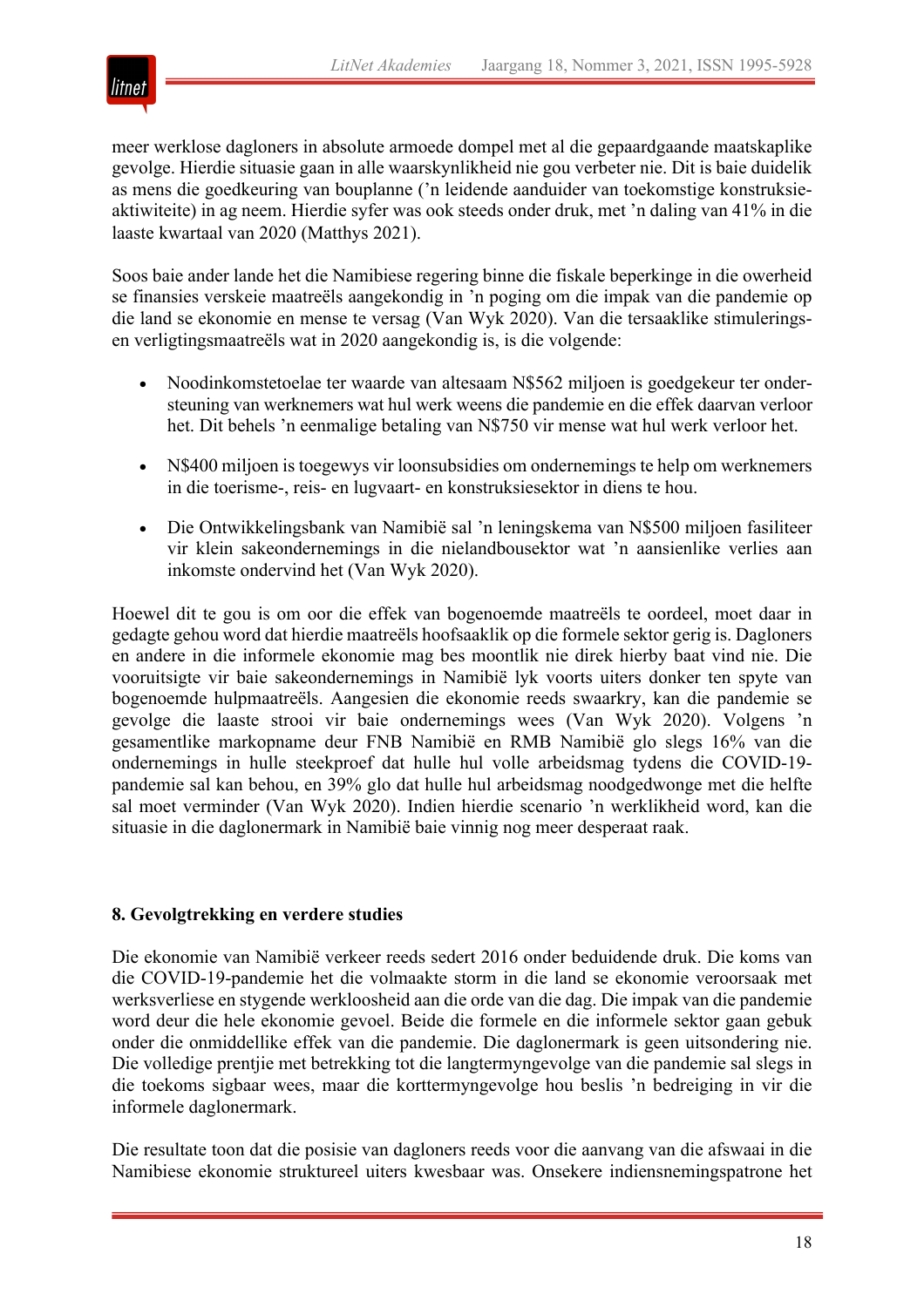meer werklose dagloners in absolute armoede dompel met al die gepaardgaande maatskaplike gevolge. Hierdie situasie gaan in alle waarskynlikheid nie gou verbeter nie. Dit is baie duidelik as mens die goedkeuring van bouplanne ('n leidende aanduider van toekomstige konstruksie-aktiwiteite) in ag neem. Hierdie syfer was ook steeds onder druk, met 'n daling van 41% in die laaste kwartaal van 2020 (Matthys 2021).

Soos baie ander lande het die Namibiese regering binne die fiskale beperkinge in die owerheid se finansies verskeie maatreëls aangekondig in 'n poging om die impak van die pandemie op die land se ekonomie en mense te versag (Van Wyk 2020). Van die tersaaklike stimulerings- en verligtingsmaatreëls wat in 2020 aangekondig is, is die volgende:

- Noodinkomstetoelae ter waarde van altesaam N$562 miljoen is goedgekeur ter ondersteuning van werknemers wat hul werk weens die pandemie en die effek daarvan verloor het. Dit behels 'n eenmalige betaling van N$750 vir mense wat hul werk verloor het.
- N$400 miljoen is toegewys vir loonsubsidies om ondernemings te help om werknemers in die toerisme-, reis- en lugvaart- en konstruksiesektor in diens te hou.
- Die Ontwikkelingsbank van Namibië sal 'n leningskema van N$500 miljoen fasiliteer vir klein sakeondernemings in die nielandbousektor wat 'n aansienlike verlies aan inkomste ondervind het (Van Wyk 2020).

Hoewel dit te gou is om oor die effek van bogenoemde maatreëls te oordeel, moet daar in gedagte gehou word dat hierdie maatreëls hoofsaaklik op die formele sektor gerig is. Dagloners en andere in die informele ekonomie mag bes moontlik nie direk hierby baat vind nie. Die vooruitsigte vir baie sakeondernemings in Namibië lyk voorts uiters donker ten spyte van bogenoemde hulpmaatreëls. Aangesien die ekonomie reeds swaarkry, kan die pandemie se gevolge die laaste strooi vir baie ondernemings wees (Van Wyk 2020). Volgens 'n gesamentlike markopname deur FNB Namibië en RMB Namibië glo slegs 16% van die ondernemings in hulle steekproef dat hulle hul volle arbeidsmag tydens die COVID-19-pandemie sal kan behou, en 39% glo dat hulle hul arbeidsmag noodgedwonge met die helfte sal moet verminder (Van Wyk 2020). Indien hierdie scenario 'n werklikheid word, kan die situasie in die daglonermark in Namibië baie vinnig nog meer desperaat raak.

## 8. Gevolgtrekking en verdere studies

Die ekonomie van Namibië verkeer reeds sedert 2016 onder beduidende druk. Die koms van die COVID-19-pandemie het die volmaakte storm in die land se ekonomie veroorsaak met werksverliese en stygende werkloosheid aan die orde van die dag. Die impak van die pandemie word deur die hele ekonomie gevoel. Beide die formele en die informele sektor gaan gebuk onder die onmiddellike effek van die pandemie. Die daglonermark is geen uitsondering nie. Die volledige prentjie met betrekking tot die langtermyngevolge van die pandemie sal slegs in die toekoms sigbaar wees, maar die korttermyngevolge hou beslis 'n bedreiging in vir die informele daglonermark.

Die resultate toon dat die posisie van dagloners reeds voor die aanvang van die afswaai in die Namibiese ekonomie struktureel uiters kwesbaar was. Onsekere indiensnemingspatrone het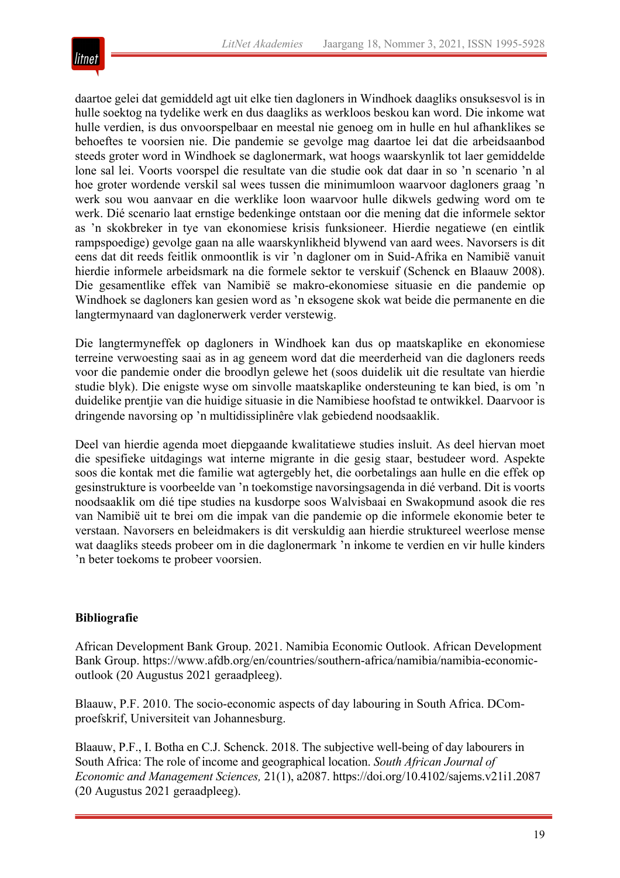daartoe gelei dat gemiddeld agt uit elke tien dagloners in Windhoek daagliks onsuksesvol is in hulle soektog na tydelike werk en dus daagliks as werkloos beskou kan word. Die inkome wat hulle verdien, is dus onvoorspelbaar en meestal nie genoeg om in hulle en hul afhanklikes se behoeftes te voorsien nie. Die pandemie se gevolge mag daartoe lei dat die arbeidsaanbod steeds groter word in Windhoek se daglonermark, wat hoogs waarskynlik tot laer gemiddelde lone sal lei. Voorts voorspel die resultate van die studie ook dat daar in so ’n scenario ’n al hoe groter wordende verskil sal wees tussen die minimumloon waarvoor dagloners graag ’n werk sou wou aanvaar en die werklike loon waarvoor hulle dikwels gedwing word om te werk. Dié scenario laat ernstige bedenkinge ontstaan oor die mening dat die informele sektor as ’n skokbreker in tye van ekonomiese krisis funksioneer. Hierdie negatiewe (en eintlik rampspoedige) gevolge gaan na alle waarskynlikheid blywend van aard wees. Navorsers is dit eens dat dit reeds feitlik onmoontlik is vir ’n dagloner om in Suid-Afrika en Namibië vanuit hierdie informele arbeidsmark na die formele sektor te verskuif (Schenck en Blaauw 2008). Die gesamentlike effek van Namibië se makro-ekonomiese situasie en die pandemie op Windhoek se dagloners kan gesien word as ’n eksogene skok wat beide die permanente en die langtermynaard van daglonerwerk verder verstewig.

Die langtermyneffek op dagloners in Windhoek kan dus op maatskaplike en ekonomiese terreine verwoesting saai as in ag geneem word dat die meerderheid van die dagloners reeds voor die pandemie onder die broodlyn gelewe het (soos duidelik uit die resultate van hierdie studie blyk). Die enigste wyse om sinvolle maatskaplike ondersteuning te kan bied, is om ’n duidelike prentjie van die huidige situasie in die Namibiese hoofstad te ontwikkel. Daarvoor is dringende navorsing op ’n multidissiplinêre vlak gebiedend noodsaaklik.

Deel van hierdie agenda moet diepgaande kwalitatiewe studies insluit. As deel hiervan moet die spesifieke uitdagings wat interne migrante in die gesig staar, bestudeer word. Aspekte soos die kontak met die familie wat agtergebly het, die oorbetalings aan hulle en die effek op gesinstrukture is voorbeelde van ’n toekomstige navorsingsagenda in dié verband. Dit is voorts noodsaaklik om dié tipe studies na kusdorpe soos Walvisbaai en Swakopmund asook die res van Namibië uit te brei om die impak van die pandemie op die informele ekonomie beter te verstaan. Navorsers en beleidmakers is dit verskuldig aan hierdie struktureel weerlose mense wat daagliks steeds probeer om in die daglonermark ’n inkome te verdien en vir hulle kinders ’n beter toekoms te probeer voorsien.

## Bibliografie

African Development Bank Group. 2021. Namibia Economic Outlook. African Development Bank Group. https://www.afdb.org/en/countries/southern-africa/namibia/namibia-economic-outlook (20 Augustus 2021 geraadpleeg).

Blaauw, P.F. 2010. The socio-economic aspects of day labouring in South Africa. DCom-proefskrif, Universiteit van Johannesburg.

Blaauw, P.F., I. Botha en C.J. Schenck. 2018. The subjective well-being of day labourers in South Africa: The role of income and geographical location. *South African Journal of Economic and Management Sciences,* 21(1), a2087. https://doi.org/10.4102/sajems.v21i1.2087 (20 Augustus 2021 geraadpleeg).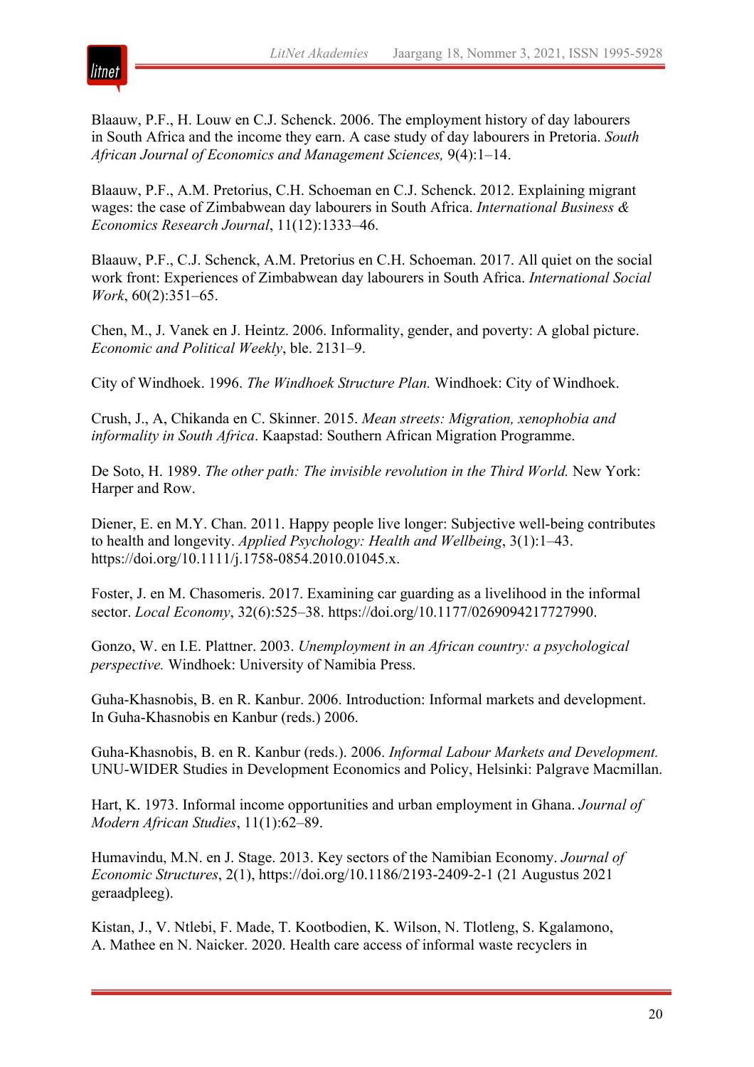Blaauw, P.F., H. Louw en C.J. Schenck. 2006. The employment history of day labourers in South Africa and the income they earn. A case study of day labourers in Pretoria. *South African Journal of Economics and Management Sciences,* 9(4):1–14.

Blaauw, P.F., A.M. Pretorius, C.H. Schoeman en C.J. Schenck. 2012. Explaining migrant wages: the case of Zimbabwean day labourers in South Africa. *International Business & Economics Research Journal*, 11(12):1333–46.

Blaauw, P.F., C.J. Schenck, A.M. Pretorius en C.H. Schoeman. 2017. All quiet on the social work front: Experiences of Zimbabwean day labourers in South Africa. *International Social Work*, 60(2):351–65.

Chen, M., J. Vanek en J. Heintz. 2006. Informality, gender, and poverty: A global picture. *Economic and Political Weekly*, ble. 2131–9.

City of Windhoek. 1996. *The Windhoek Structure Plan.* Windhoek: City of Windhoek.

Crush, J., A, Chikanda en C. Skinner. 2015. *Mean streets: Migration, xenophobia and informality in South Africa*. Kaapstad: Southern African Migration Programme.

De Soto, H. 1989. *The other path: The invisible revolution in the Third World.* New York: Harper and Row.

Diener, E. en M.Y. Chan. 2011. Happy people live longer: Subjective well-being contributes to health and longevity. *Applied Psychology: Health and Wellbeing*, 3(1):1–43. https://doi.org/10.1111/j.1758-0854.2010.01045.x.

Foster, J. en M. Chasomeris. 2017. Examining car guarding as a livelihood in the informal sector. *Local Economy*, 32(6):525–38. https://doi.org/10.1177/0269094217727990.

Gonzo, W. en I.E. Plattner. 2003. *Unemployment in an African country: a psychological perspective.* Windhoek: University of Namibia Press.

Guha-Khasnobis, B. en R. Kanbur. 2006. Introduction: Informal markets and development. In Guha-Khasnobis en Kanbur (reds.) 2006.

Guha-Khasnobis, B. en R. Kanbur (reds.). 2006. *Informal Labour Markets and Development.* UNU-WIDER Studies in Development Economics and Policy, Helsinki: Palgrave Macmillan.

Hart, K. 1973. Informal income opportunities and urban employment in Ghana. *Journal of Modern African Studies*, 11(1):62–89.

Humavindu, M.N. en J. Stage. 2013. Key sectors of the Namibian Economy. *Journal of Economic Structures*, 2(1), https://doi.org/10.1186/2193-2409-2-1 (21 Augustus 2021 geraadpleeg).

Kistan, J., V. Ntlebi, F. Made, T. Kootbodien, K. Wilson, N. Tlotleng, S. Kgalamono, A. Mathee en N. Naicker. 2020. Health care access of informal waste recyclers in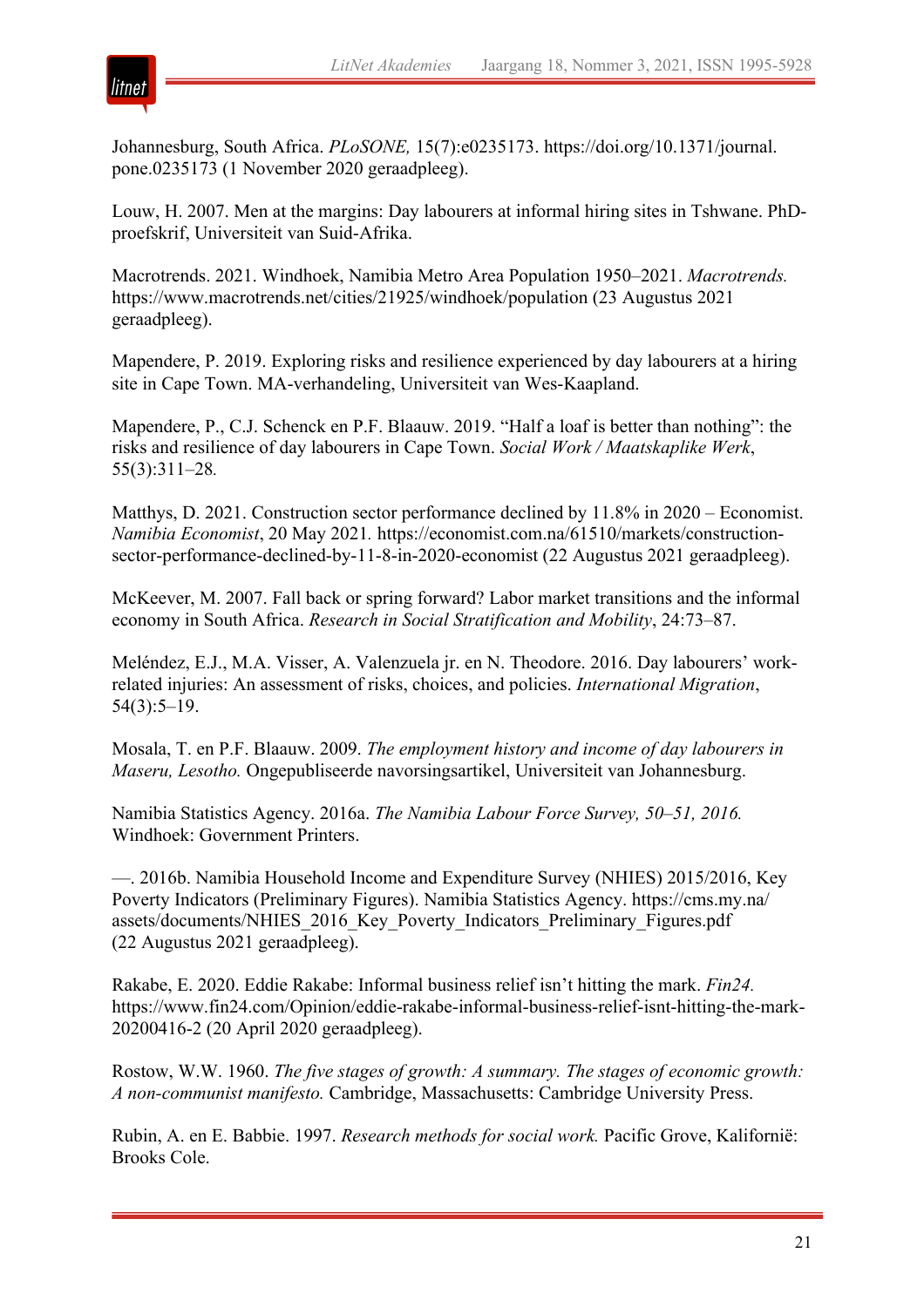Johannesburg, South Africa. *PLoSONE,* 15(7):e0235173. https://doi.org/10.1371/journal.pone.0235173 (1 November 2020 geraadpleeg).

Louw, H. 2007. Men at the margins: Day labourers at informal hiring sites in Tshwane. PhD-proefskrif, Universiteit van Suid-Afrika.

Macrotrends. 2021. Windhoek, Namibia Metro Area Population 1950–2021. *Macrotrends.* https://www.macrotrends.net/cities/21925/windhoek/population (23 Augustus 2021 geraadpleeg).

Mapendere, P. 2019. Exploring risks and resilience experienced by day labourers at a hiring site in Cape Town. MA-verhandeling, Universiteit van Wes-Kaapland.

Mapendere, P., C.J. Schenck en P.F. Blaauw. 2019. "Half a loaf is better than nothing": the risks and resilience of day labourers in Cape Town. *Social Work / Maatskaplike Werk*, 55(3):311–28.

Matthys, D. 2021. Construction sector performance declined by 11.8% in 2020 – Economist. *Namibia Economist*, 20 May 2021. https://economist.com.na/61510/markets/construction-sector-performance-declined-by-11-8-in-2020-economist (22 Augustus 2021 geraadpleeg).

McKeever, M. 2007. Fall back or spring forward? Labor market transitions and the informal economy in South Africa. *Research in Social Stratification and Mobility*, 24:73–87.

Meléndez, E.J., M.A. Visser, A. Valenzuela jr. en N. Theodore. 2016. Day labourers' work-related injuries: An assessment of risks, choices, and policies. *International Migration*, 54(3):5–19.

Mosala, T. en P.F. Blaauw. 2009. *The employment history and income of day labourers in Maseru, Lesotho.* Ongepubliseerde navorsingsartikel, Universiteit van Johannesburg.

Namibia Statistics Agency. 2016a. *The Namibia Labour Force Survey, 50–51, 2016.* Windhoek: Government Printers.

—. 2016b. Namibia Household Income and Expenditure Survey (NHIES) 2015/2016, Key Poverty Indicators (Preliminary Figures). Namibia Statistics Agency. https://cms.my.na/assets/documents/NHIES_2016_Key_Poverty_Indicators_Preliminary_Figures.pdf (22 Augustus 2021 geraadpleeg).

Rakabe, E. 2020. Eddie Rakabe: Informal business relief isn't hitting the mark. *Fin24.* https://www.fin24.com/Opinion/eddie-rakabe-informal-business-relief-isnt-hitting-the-mark-20200416-2 (20 April 2020 geraadpleeg).

Rostow, W.W. 1960. *The five stages of growth: A summary. The stages of economic growth: A non-communist manifesto.* Cambridge, Massachusetts: Cambridge University Press.

Rubin, A. en E. Babbie. 1997. *Research methods for social work.* Pacific Grove, Kalifornië: Brooks Cole.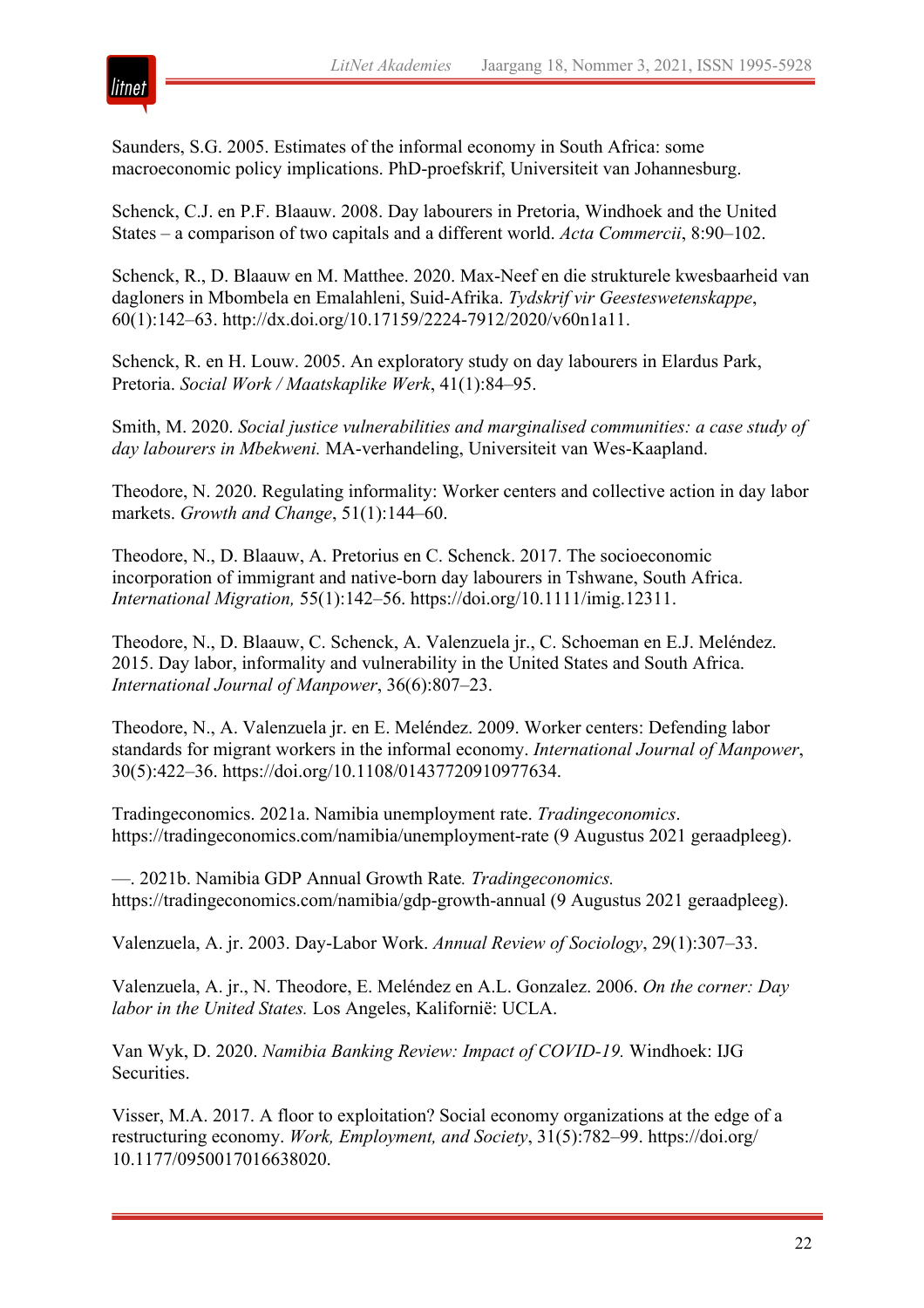Saunders, S.G. 2005. Estimates of the informal economy in South Africa: some macroeconomic policy implications. PhD-proefskrif, Universiteit van Johannesburg.

Schenck, C.J. en P.F. Blaauw. 2008. Day labourers in Pretoria, Windhoek and the United States – a comparison of two capitals and a different world. *Acta Commercii*, 8:90–102.

Schenck, R., D. Blaauw en M. Matthee. 2020. Max-Neef en die strukturele kwesbaarheid van dagloners in Mbombela en Emalahleni, Suid-Afrika. *Tydskrif vir Geesteswetenskappe*, 60(1):142–63. http://dx.doi.org/10.17159/2224-7912/2020/v60n1a11.

Schenck, R. en H. Louw. 2005. An exploratory study on day labourers in Elardus Park, Pretoria. *Social Work / Maatskaplike Werk*, 41(1):84–95.

Smith, M. 2020. *Social justice vulnerabilities and marginalised communities: a case study of day labourers in Mbekweni.* MA-verhandeling, Universiteit van Wes-Kaapland.

Theodore, N. 2020. Regulating informality: Worker centers and collective action in day labor markets. *Growth and Change*, 51(1):144–60.

Theodore, N., D. Blaauw, A. Pretorius en C. Schenck. 2017. The socioeconomic incorporation of immigrant and native-born day labourers in Tshwane, South Africa. *International Migration,* 55(1):142–56. https://doi.org/10.1111/imig.12311.

Theodore, N., D. Blaauw, C. Schenck, A. Valenzuela jr., C. Schoeman en E.J. Meléndez. 2015. Day labor, informality and vulnerability in the United States and South Africa. *International Journal of Manpower*, 36(6):807–23.

Theodore, N., A. Valenzuela jr. en E. Meléndez. 2009. Worker centers: Defending labor standards for migrant workers in the informal economy. *International Journal of Manpower*, 30(5):422–36. https://doi.org/10.1108/01437720910977634.

Tradingeconomics. 2021a. Namibia unemployment rate. *Tradingeconomics*. https://tradingeconomics.com/namibia/unemployment-rate (9 Augustus 2021 geraadpleeg).

—. 2021b. Namibia GDP Annual Growth Rate*. Tradingeconomics.* https://tradingeconomics.com/namibia/gdp-growth-annual (9 Augustus 2021 geraadpleeg).

Valenzuela, A. jr. 2003. Day-Labor Work. *Annual Review of Sociology*, 29(1):307–33.

Valenzuela, A. jr., N. Theodore, E. Meléndez en A.L. Gonzalez. 2006. *On the corner: Day labor in the United States.* Los Angeles, Kalifornië: UCLA.

Van Wyk, D. 2020. *Namibia Banking Review: Impact of COVID-19.* Windhoek: IJG Securities.

Visser, M.A. 2017. A floor to exploitation? Social economy organizations at the edge of a restructuring economy. *Work, Employment, and Society*, 31(5):782–99. https://doi.org/10.1177/0950017016638020.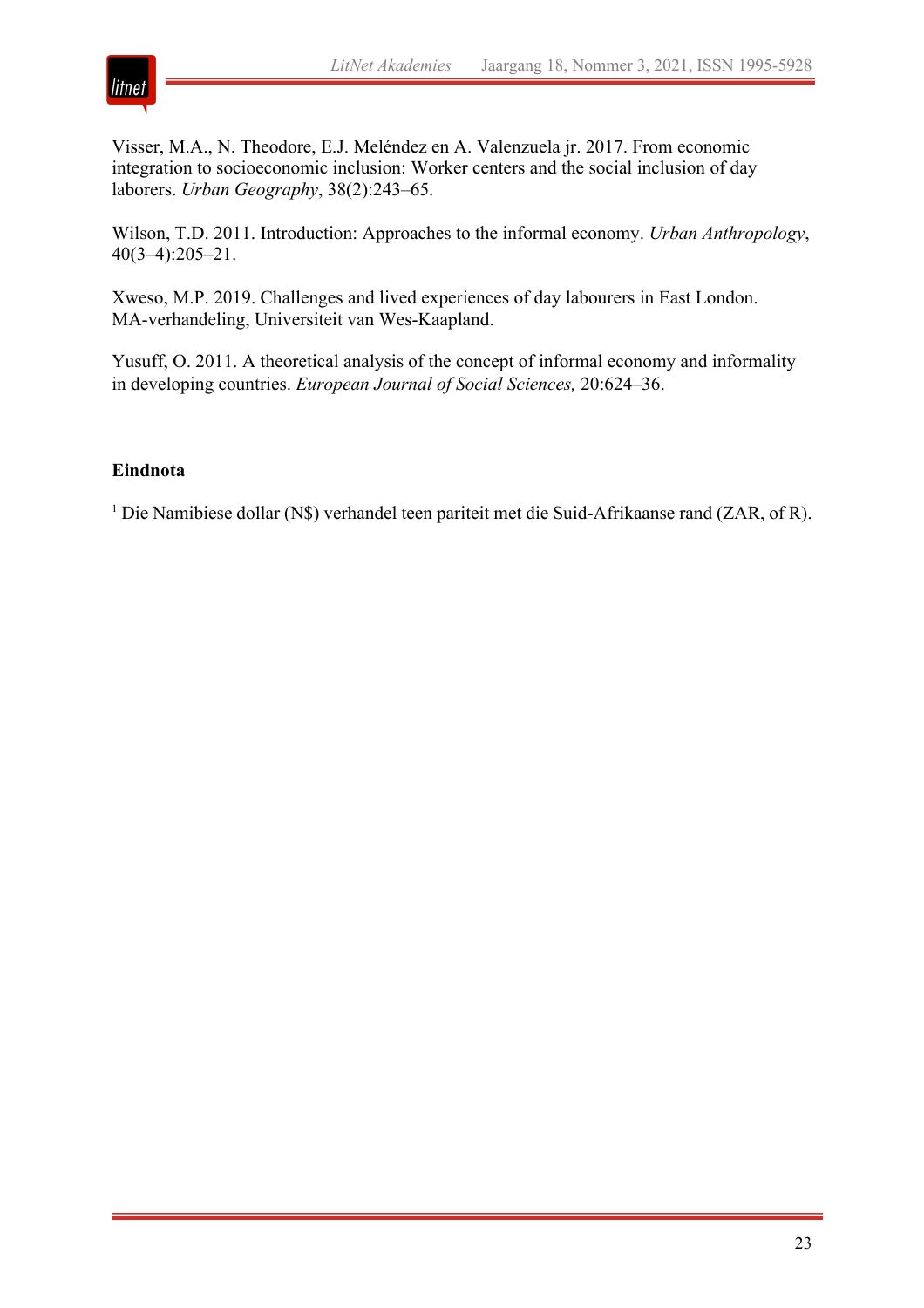Visser, M.A., N. Theodore, E.J. Meléndez en A. Valenzuela jr. 2017. From economic integration to socioeconomic inclusion: Worker centers and the social inclusion of day laborers. *Urban Geography*, 38(2):243–65.

Wilson, T.D. 2011. Introduction: Approaches to the informal economy. *Urban Anthropology*, 40(3–4):205–21.

Xweso, M.P. 2019. Challenges and lived experiences of day labourers in East London. MA-verhandeling, Universiteit van Wes-Kaapland.

Yusuff, O. 2011. A theoretical analysis of the concept of informal economy and informality in developing countries. *European Journal of Social Sciences,* 20:624–36.

**Eindnota**

[1] Die Namibiese dollar (N$) verhandel teen pariteit met die Suid-Afrikaanse rand (ZAR, of R).